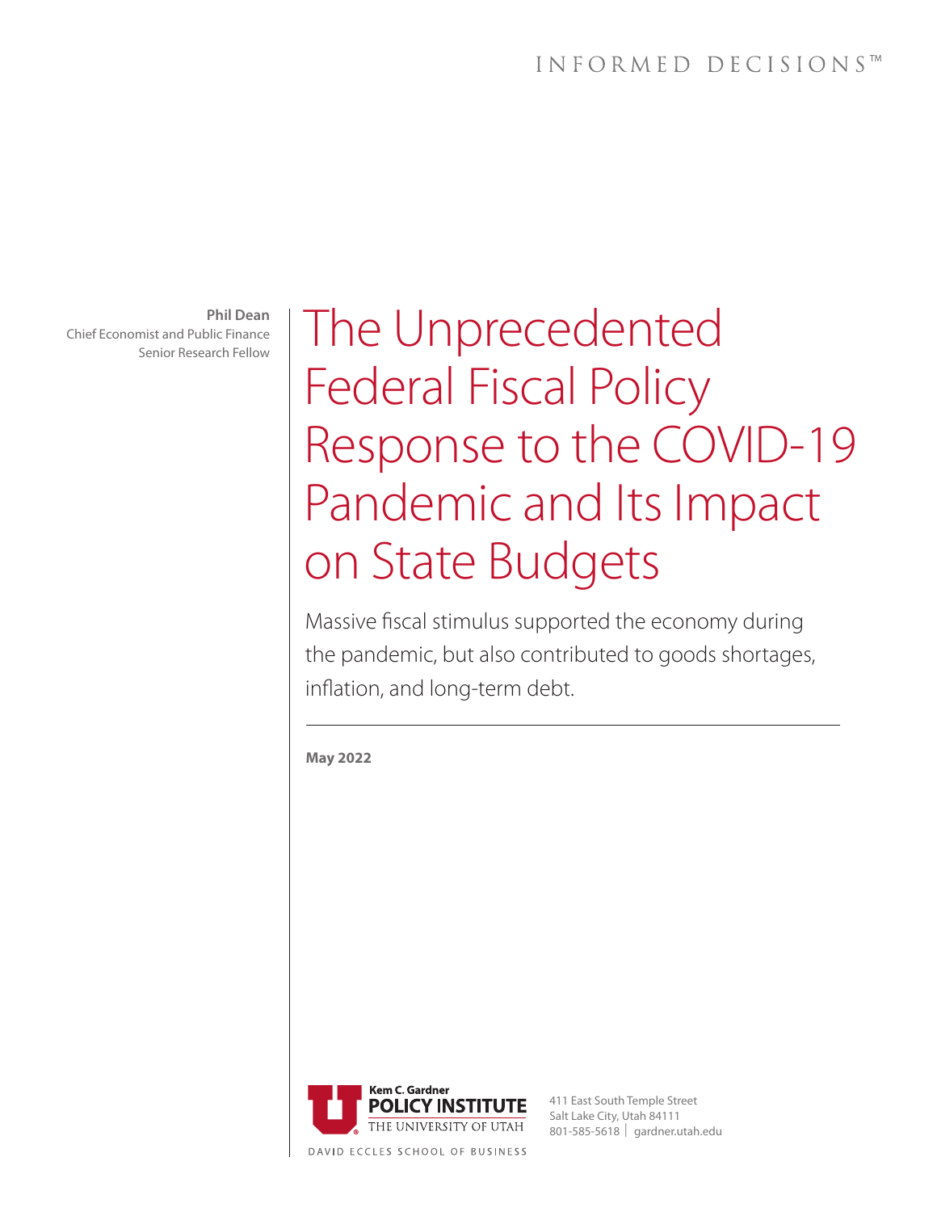INFORMED DECISIONS™

**Phil Dean**
Chief Economist and Public Finance
Senior Research Fellow

# The Unprecedented Federal Fiscal Policy Response to the COVID-19 Pandemic and Its Impact on State Budgets

Massive fiscal stimulus supported the economy during the pandemic, but also contributed to goods shortages, inflation, and long-term debt.

**May 2022**

Kem C. Gardner
POLICY INSTITUTE
THE UNIVERSITY OF UTAH
DAVID ECCLES SCHOOL OF BUSINESS

411 East South Temple Street
Salt Lake City, Utah 84111
801-585-5618 | gardner.utah.edu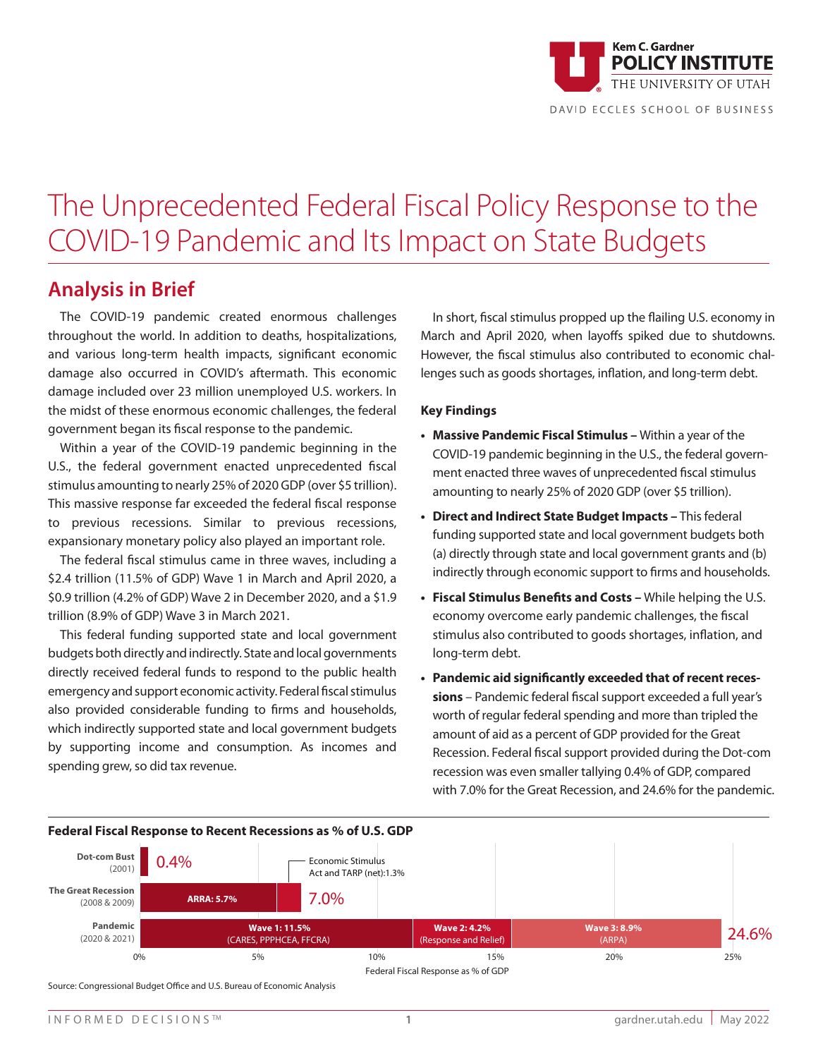# The Unprecedented Federal Fiscal Policy Response to the COVID-19 Pandemic and Its Impact on State Budgets

## Analysis in Brief

The COVID-19 pandemic created enormous challenges throughout the world. In addition to deaths, hospitalizations, and various long-term health impacts, significant economic damage also occurred in COVID's aftermath. This economic damage included over 23 million unemployed U.S. workers. In the midst of these enormous economic challenges, the federal government began its fiscal response to the pandemic.

Within a year of the COVID-19 pandemic beginning in the U.S., the federal government enacted unprecedented fiscal stimulus amounting to nearly 25% of 2020 GDP (over $5 trillion). This massive response far exceeded the federal fiscal response to previous recessions. Similar to previous recessions, expansionary monetary policy also played an important role.

The federal fiscal stimulus came in three waves, including a $2.4 trillion (11.5% of GDP) Wave 1 in March and April 2020, a $0.9 trillion (4.2% of GDP) Wave 2 in December 2020, and a $1.9 trillion (8.9% of GDP) Wave 3 in March 2021.

This federal funding supported state and local government budgets both directly and indirectly. State and local governments directly received federal funds to respond to the public health emergency and support economic activity. Federal fiscal stimulus also provided considerable funding to firms and households, which indirectly supported state and local government budgets by supporting income and consumption. As incomes and spending grew, so did tax revenue.

In short, fiscal stimulus propped up the flailing U.S. economy in March and April 2020, when layoffs spiked due to shutdowns. However, the fiscal stimulus also contributed to economic challenges such as goods shortages, inflation, and long-term debt.

### Key Findings

- **Massive Pandemic Fiscal Stimulus –** Within a year of the COVID-19 pandemic beginning in the U.S., the federal government enacted three waves of unprecedented fiscal stimulus amounting to nearly 25% of 2020 GDP (over $5 trillion).
- **Direct and Indirect State Budget Impacts –** This federal funding supported state and local government budgets both (a) directly through state and local government grants and (b) indirectly through economic support to firms and households.
- **Fiscal Stimulus Benefits and Costs –** While helping the U.S. economy overcome early pandemic challenges, the fiscal stimulus also contributed to goods shortages, inflation, and long-term debt.
- **Pandemic aid significantly exceeded that of recent recessions** – Pandemic federal fiscal support exceeded a full year's worth of regular federal spending and more than tripled the amount of aid as a percent of GDP provided for the Great Recession. Federal fiscal support provided during the Dot-com recession was even smaller tallying 0.4% of GDP, compared with 7.0% for the Great Recession, and 24.6% for the pandemic.

**Federal Fiscal Response to Recent Recessions as % of U.S. GDP**

| Recession | Components | Total |
|---|---|---|
| Dot-com Bust (2001) | | 0.4% |
| The Great Recession (2008 & 2009) | ARRA: 5.7%; Economic Stimulus Act and TARP (net): 1.3% | 7.0% |
| Pandemic (2020 & 2021) | Wave 1: 11.5% (CARES, PPPHCEA, FFCRA); Wave 2: 4.2% (Response and Relief); Wave 3: 8.9% (ARPA) | 24.6% |

Federal Fiscal Response as % of GDP

Source: Congressional Budget Office and U.S. Bureau of Economic Analysis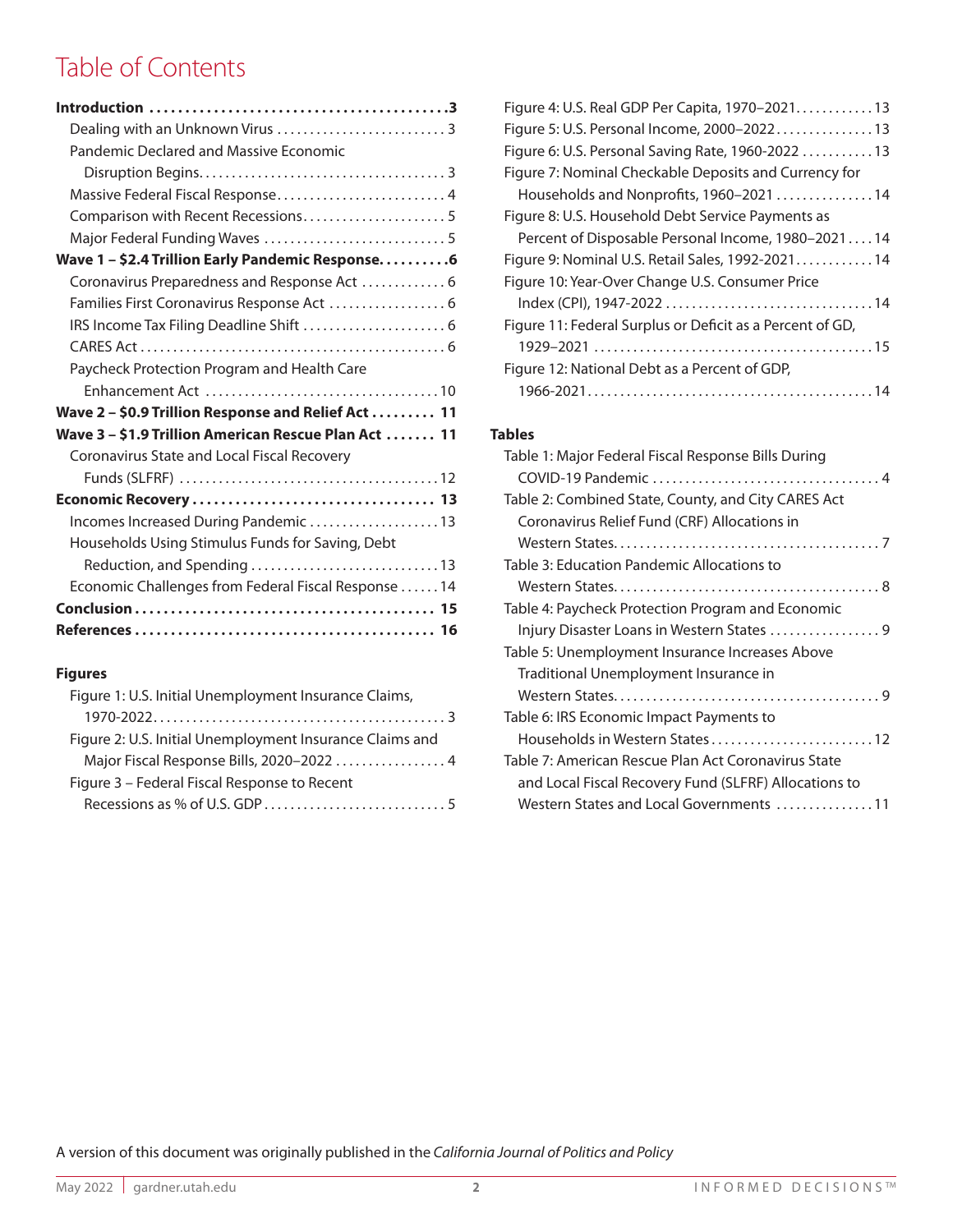# Table of Contents

**Introduction ........................................... 3**

- Dealing with an Unknown Virus .......................... 3
- Pandemic Declared and Massive Economic Disruption Begins....................................... 3
- Massive Federal Fiscal Response.......................... 4
- Comparison with Recent Recessions...................... 5
- Major Federal Funding Waves ............................ 5

**Wave 1 – $2.4 Trillion Early Pandemic Response..........6**

- Coronavirus Preparedness and Response Act ............. 6
- Families First Coronavirus Response Act .................. 6
- IRS Income Tax Filing Deadline Shift ...................... 6
- CARES Act .................................................. 6
- Paycheck Protection Program and Health Care Enhancement Act .................................... 10

**Wave 2 – $0.9 Trillion Response and Relief Act ......... 11**

**Wave 3 – $1.9 Trillion American Rescue Plan Act ....... 11**

- Coronavirus State and Local Fiscal Recovery Funds (SLFRF) ....................................... 12

**Economic Recovery .................................. 13**

- Incomes Increased During Pandemic .................... 13
- Households Using Stimulus Funds for Saving, Debt Reduction, and Spending ............................ 13
- Economic Challenges from Federal Fiscal Response ...... 14

**Conclusion .......................................... 15**

**References .......................................... 16**

### Figures

- Figure 1: U.S. Initial Unemployment Insurance Claims, 1970-2022............................................. 3
- Figure 2: U.S. Initial Unemployment Insurance Claims and Major Fiscal Response Bills, 2020–2022 ................. 4
- Figure 3 – Federal Fiscal Response to Recent Recessions as % of U.S. GDP ............................ 5
- Figure 4: U.S. Real GDP Per Capita, 1970–2021............ 13
- Figure 5: U.S. Personal Income, 2000–2022............... 13
- Figure 6: U.S. Personal Saving Rate, 1960-2022 ........... 13
- Figure 7: Nominal Checkable Deposits and Currency for Households and Nonprofits, 1960–2021 ............... 14
- Figure 8: U.S. Household Debt Service Payments as Percent of Disposable Personal Income, 1980–2021 .... 14
- Figure 9: Nominal U.S. Retail Sales, 1992-2021............ 14
- Figure 10: Year-Over Change U.S. Consumer Price Index (CPI), 1947-2022 ................................ 14
- Figure 11: Federal Surplus or Deficit as a Percent of GD, 1929–2021 ........................................... 15
- Figure 12: National Debt as a Percent of GDP, 1966-2021............................................. 14

### Tables

- Table 1: Major Federal Fiscal Response Bills During COVID-19 Pandemic ................................... 4
- Table 2: Combined State, County, and City CARES Act Coronavirus Relief Fund (CRF) Allocations in Western States......................................... 7
- Table 3: Education Pandemic Allocations to Western States......................................... 8
- Table 4: Paycheck Protection Program and Economic Injury Disaster Loans in Western States ................. 9
- Table 5: Unemployment Insurance Increases Above Traditional Unemployment Insurance in Western States......................................... 9
- Table 6: IRS Economic Impact Payments to Households in Western States......................... 12
- Table 7: American Rescue Plan Act Coronavirus State and Local Fiscal Recovery Fund (SLFRF) Allocations to Western States and Local Governments ............... 11

A version of this document was originally published in the *California Journal of Politics and Policy*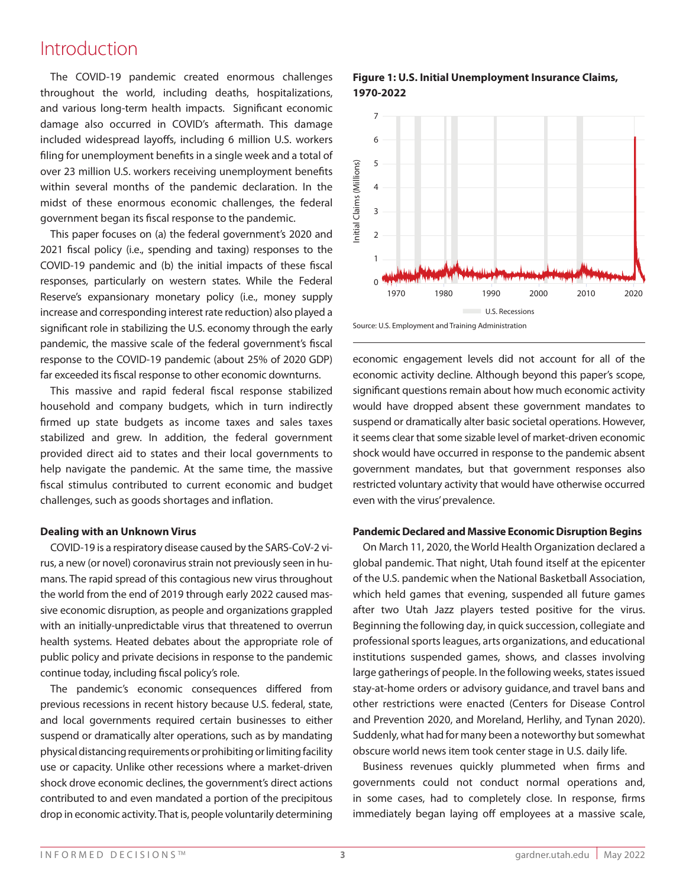# Introduction

The COVID-19 pandemic created enormous challenges throughout the world, including deaths, hospitalizations, and various long-term health impacts. Significant economic damage also occurred in COVID's aftermath. This damage included widespread layoffs, including 6 million U.S. workers filing for unemployment benefits in a single week and a total of over 23 million U.S. workers receiving unemployment benefits within several months of the pandemic declaration. In the midst of these enormous economic challenges, the federal government began its fiscal response to the pandemic.

This paper focuses on (a) the federal government's 2020 and 2021 fiscal policy (i.e., spending and taxing) responses to the COVID-19 pandemic and (b) the initial impacts of these fiscal responses, particularly on western states. While the Federal Reserve's expansionary monetary policy (i.e., money supply increase and corresponding interest rate reduction) also played a significant role in stabilizing the U.S. economy through the early pandemic, the massive scale of the federal government's fiscal response to the COVID-19 pandemic (about 25% of 2020 GDP) far exceeded its fiscal response to other economic downturns.

This massive and rapid federal fiscal response stabilized household and company budgets, which in turn indirectly firmed up state budgets as income taxes and sales taxes stabilized and grew. In addition, the federal government provided direct aid to states and their local governments to help navigate the pandemic. At the same time, the massive fiscal stimulus contributed to current economic and budget challenges, such as goods shortages and inflation.

**Dealing with an Unknown Virus**

COVID-19 is a respiratory disease caused by the SARS-CoV-2 virus, a new (or novel) coronavirus strain not previously seen in humans. The rapid spread of this contagious new virus throughout the world from the end of 2019 through early 2022 caused massive economic disruption, as people and organizations grappled with an initially-unpredictable virus that threatened to overrun health systems. Heated debates about the appropriate role of public policy and private decisions in response to the pandemic continue today, including fiscal policy's role.

The pandemic's economic consequences differed from previous recessions in recent history because U.S. federal, state, and local governments required certain businesses to either suspend or dramatically alter operations, such as by mandating physical distancing requirements or prohibiting or limiting facility use or capacity. Unlike other recessions where a market-driven shock drove economic declines, the government's direct actions contributed to and even mandated a portion of the precipitous drop in economic activity. That is, people voluntarily determining economic engagement levels did not account for all of the economic activity decline. Although beyond this paper's scope, significant questions remain about how much economic activity would have dropped absent these government mandates to suspend or dramatically alter basic societal operations. However, it seems clear that some sizable level of market-driven economic shock would have occurred in response to the pandemic absent government mandates, but that government responses also restricted voluntary activity that would have otherwise occurred even with the virus' prevalence.

**Figure 1: U.S. Initial Unemployment Insurance Claims, 1970-2022**

Source: U.S. Employment and Training Administration

**Pandemic Declared and Massive Economic Disruption Begins**

On March 11, 2020, the World Health Organization declared a global pandemic. That night, Utah found itself at the epicenter of the U.S. pandemic when the National Basketball Association, which held games that evening, suspended all future games after two Utah Jazz players tested positive for the virus. Beginning the following day, in quick succession, collegiate and professional sports leagues, arts organizations, and educational institutions suspended games, shows, and classes involving large gatherings of people. In the following weeks, states issued stay-at-home orders or advisory guidance, and travel bans and other restrictions were enacted (Centers for Disease Control and Prevention 2020, and Moreland, Herlihy, and Tynan 2020). Suddenly, what had for many been a noteworthy but somewhat obscure world news item took center stage in U.S. daily life.

Business revenues quickly plummeted when firms and governments could not conduct normal operations and, in some cases, had to completely close. In response, firms immediately began laying off employees at a massive scale,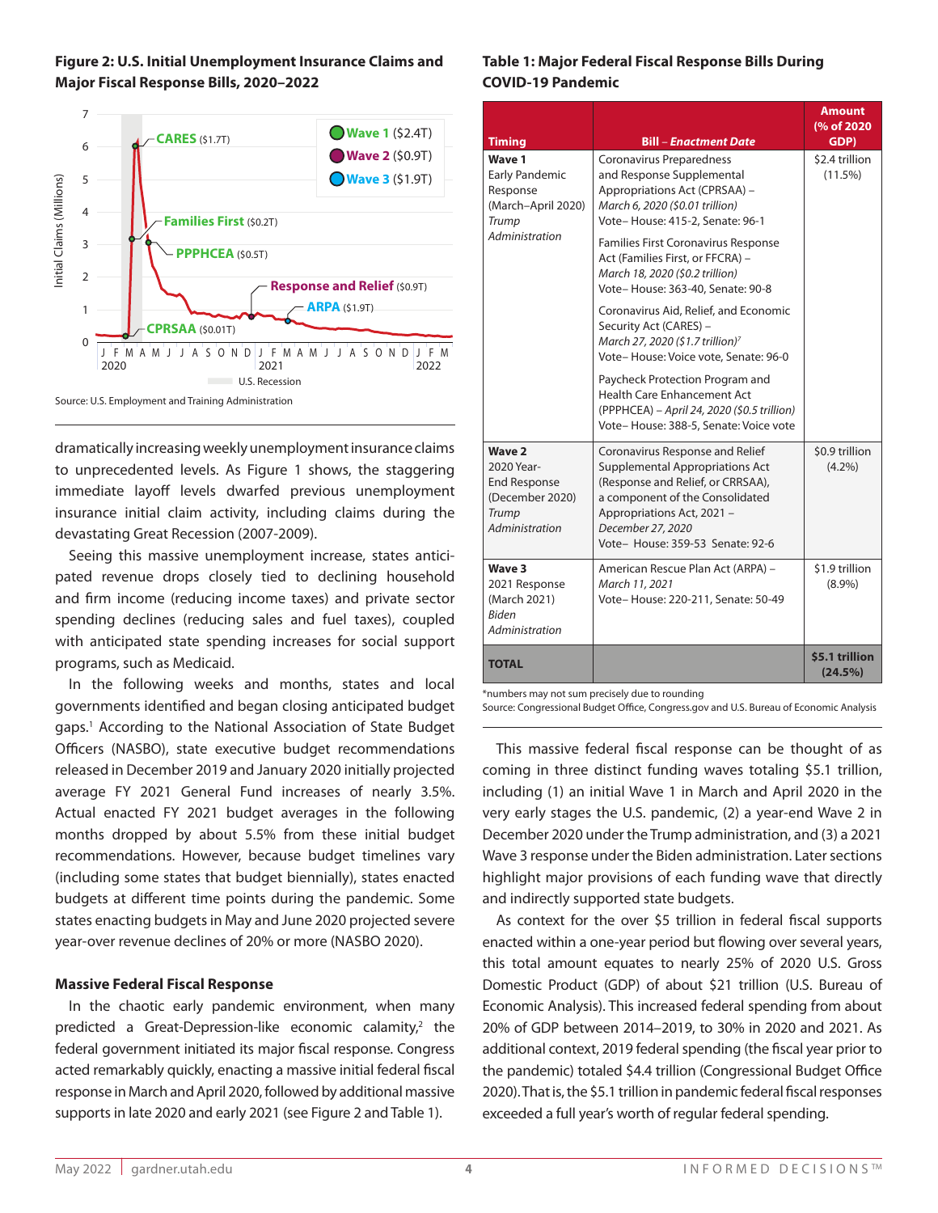**Figure 2: U.S. Initial Unemployment Insurance Claims and Major Fiscal Response Bills, 2020–2022**

Source: U.S. Employment and Training Administration

dramatically increasing weekly unemployment insurance claims to unprecedented levels. As Figure 1 shows, the staggering immediate layoff levels dwarfed previous unemployment insurance initial claim activity, including claims during the devastating Great Recession (2007-2009).

Seeing this massive unemployment increase, states anticipated revenue drops closely tied to declining household and firm income (reducing income taxes) and private sector spending declines (reducing sales and fuel taxes), coupled with anticipated state spending increases for social support programs, such as Medicaid.

In the following weeks and months, states and local governments identified and began closing anticipated budget gaps.[1] According to the National Association of State Budget Officers (NASBO), state executive budget recommendations released in December 2019 and January 2020 initially projected average FY 2021 General Fund increases of nearly 3.5%. Actual enacted FY 2021 budget averages in the following months dropped by about 5.5% from these initial budget recommendations. However, because budget timelines vary (including some states that budget biennially), states enacted budgets at different time points during the pandemic. Some states enacting budgets in May and June 2020 projected severe year-over revenue declines of 20% or more (NASBO 2020).

### Massive Federal Fiscal Response

In the chaotic early pandemic environment, when many predicted a Great-Depression-like economic calamity,[2] the federal government initiated its major fiscal response. Congress acted remarkably quickly, enacting a massive initial federal fiscal response in March and April 2020, followed by additional massive supports in late 2020 and early 2021 (see Figure 2 and Table 1).

**Table 1: Major Federal Fiscal Response Bills During COVID-19 Pandemic**

| Timing | Bill – *Enactment Date* | Amount (% of 2020 GDP) |
|---|---|---|
| **Wave 1** Early Pandemic Response (March–April 2020) *Trump Administration* | Coronavirus Preparedness and Response Supplemental Appropriations Act (CPRSAA) – *March 6, 2020 ($0.01 trillion)* Vote– House: 415-2, Senate: 96-1<br><br>Families First Coronavirus Response Act (Families First, or FFCRA) – *March 18, 2020 ($0.2 trillion)* Vote– House: 363-40, Senate: 90-8<br><br>Coronavirus Aid, Relief, and Economic Security Act (CARES) – *March 27, 2020 ($1.7 trillion)*[7] Vote– House: Voice vote, Senate: 96-0<br><br>Paycheck Protection Program and Health Care Enhancement Act (PPPHCEA) – *April 24, 2020 ($0.5 trillion)* Vote– House: 388-5, Senate: Voice vote | $2.4 trillion (11.5%) |
| **Wave 2** 2020 Year-End Response (December 2020) *Trump Administration* | Coronavirus Response and Relief Supplemental Appropriations Act (Response and Relief, or CRRSAA), a component of the Consolidated Appropriations Act, 2021 – *December 27, 2020* Vote– House: 359-53 Senate: 92-6 | $0.9 trillion (4.2%) |
| **Wave 3** 2021 Response (March 2021) *Biden Administration* | American Rescue Plan Act (ARPA) – *March 11, 2021* Vote– House: 220-211, Senate: 50-49 | $1.9 trillion (8.9%) |
| **TOTAL** | | **$5.1 trillion (24.5%)** |

*numbers may not sum precisely due to rounding
Source: Congressional Budget Office, Congress.gov and U.S. Bureau of Economic Analysis

This massive federal fiscal response can be thought of as coming in three distinct funding waves totaling $5.1 trillion, including (1) an initial Wave 1 in March and April 2020 in the very early stages the U.S. pandemic, (2) a year-end Wave 2 in December 2020 under the Trump administration, and (3) a 2021 Wave 3 response under the Biden administration. Later sections highlight major provisions of each funding wave that directly and indirectly supported state budgets.

As context for the over $5 trillion in federal fiscal supports enacted within a one-year period but flowing over several years, this total amount equates to nearly 25% of 2020 U.S. Gross Domestic Product (GDP) of about $21 trillion (U.S. Bureau of Economic Analysis). This increased federal spending from about 20% of GDP between 2014–2019, to 30% in 2020 and 2021. As additional context, 2019 federal spending (the fiscal year prior to the pandemic) totaled $4.4 trillion (Congressional Budget Office 2020). That is, the $5.1 trillion in pandemic federal fiscal responses exceeded a full year's worth of regular federal spending.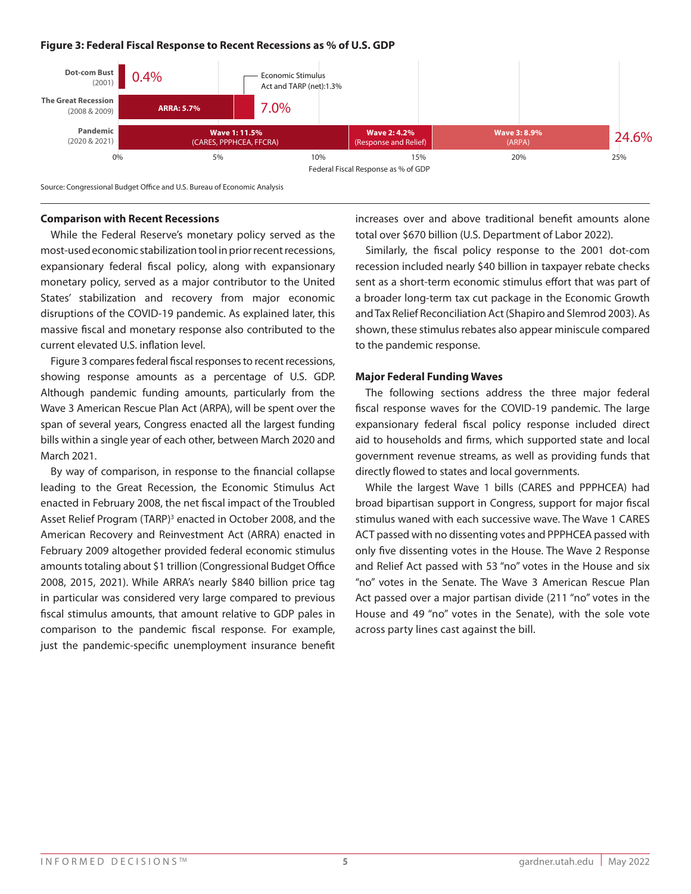**Figure 3: Federal Fiscal Response to Recent Recessions as % of U.S. GDP**

| Recession | Components | Total |
|---|---|---|
| Dot-com Bust (2001) | | 0.4% |
| The Great Recession (2008 & 2009) | ARRA: 5.7%; Economic Stimulus Act and TARP (net): 1.3% | 7.0% |
| Pandemic (2020 & 2021) | Wave 1: 11.5% (CARES, PPPHCEA, FFCRA); Wave 2: 4.2% (Response and Relief); Wave 3: 8.9% (ARPA) | 24.6% |

Federal Fiscal Response as % of GDP

Source: Congressional Budget Office and U.S. Bureau of Economic Analysis

### Comparison with Recent Recessions

While the Federal Reserve's monetary policy served as the most-used economic stabilization tool in prior recent recessions, expansionary federal fiscal policy, along with expansionary monetary policy, served as a major contributor to the United States' stabilization and recovery from major economic disruptions of the COVID-19 pandemic. As explained later, this massive fiscal and monetary response also contributed to the current elevated U.S. inflation level.

Figure 3 compares federal fiscal responses to recent recessions, showing response amounts as a percentage of U.S. GDP. Although pandemic funding amounts, particularly from the Wave 3 American Rescue Plan Act (ARPA), will be spent over the span of several years, Congress enacted all the largest funding bills within a single year of each other, between March 2020 and March 2021.

By way of comparison, in response to the financial collapse leading to the Great Recession, the Economic Stimulus Act enacted in February 2008, the net fiscal impact of the Troubled Asset Relief Program (TARP)[3] enacted in October 2008, and the American Recovery and Reinvestment Act (ARRA) enacted in February 2009 altogether provided federal economic stimulus amounts totaling about $1 trillion (Congressional Budget Office 2008, 2015, 2021). While ARRA's nearly $840 billion price tag in particular was considered very large compared to previous fiscal stimulus amounts, that amount relative to GDP pales in comparison to the pandemic fiscal response. For example, just the pandemic-specific unemployment insurance benefit increases over and above traditional benefit amounts alone total over $670 billion (U.S. Department of Labor 2022).

Similarly, the fiscal policy response to the 2001 dot-com recession included nearly $40 billion in taxpayer rebate checks sent as a short-term economic stimulus effort that was part of a broader long-term tax cut package in the Economic Growth and Tax Relief Reconciliation Act (Shapiro and Slemrod 2003). As shown, these stimulus rebates also appear miniscule compared to the pandemic response.

### Major Federal Funding Waves

The following sections address the three major federal fiscal response waves for the COVID-19 pandemic. The large expansionary federal fiscal policy response included direct aid to households and firms, which supported state and local government revenue streams, as well as providing funds that directly flowed to states and local governments.

While the largest Wave 1 bills (CARES and PPPHCEA) had broad bipartisan support in Congress, support for major fiscal stimulus waned with each successive wave. The Wave 1 CARES ACT passed with no dissenting votes and PPPHCEA passed with only five dissenting votes in the House. The Wave 2 Response and Relief Act passed with 53 "no" votes in the House and six "no" votes in the Senate. The Wave 3 American Rescue Plan Act passed over a major partisan divide (211 "no" votes in the House and 49 "no" votes in the Senate), with the sole vote across party lines cast against the bill.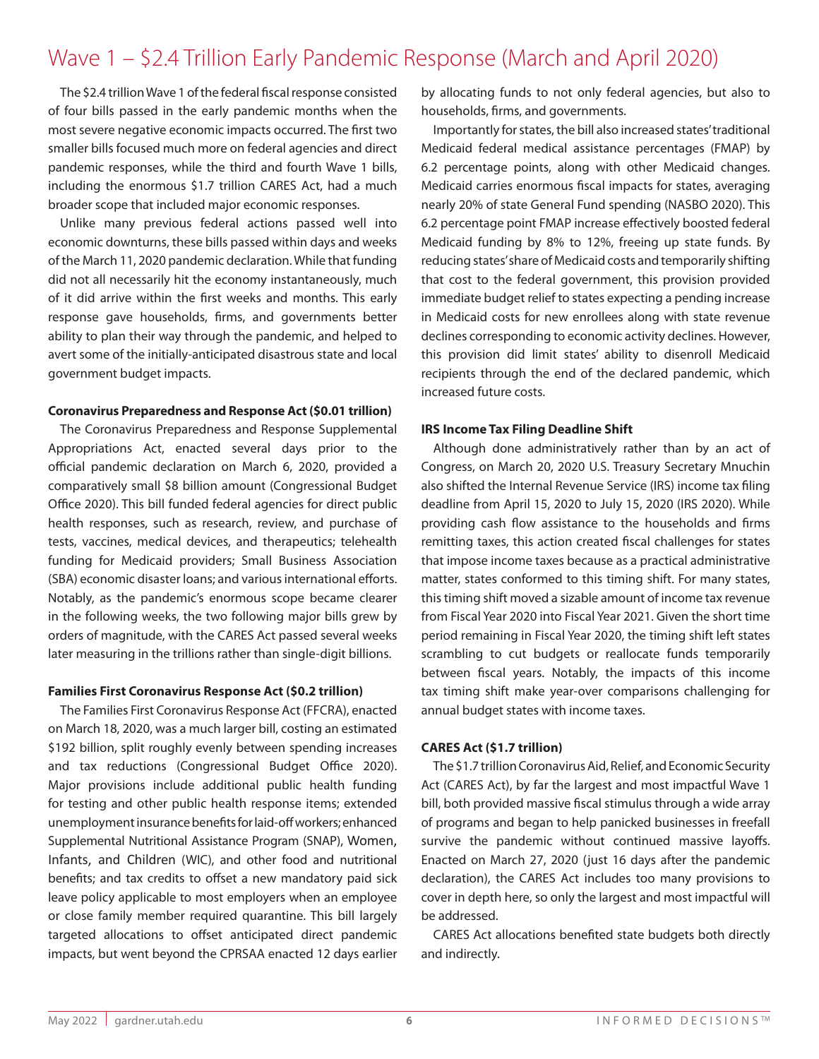# Wave 1 – $2.4 Trillion Early Pandemic Response (March and April 2020)

The $2.4 trillion Wave 1 of the federal fiscal response consisted of four bills passed in the early pandemic months when the most severe negative economic impacts occurred. The first two smaller bills focused much more on federal agencies and direct pandemic responses, while the third and fourth Wave 1 bills, including the enormous $1.7 trillion CARES Act, had a much broader scope that included major economic responses.

Unlike many previous federal actions passed well into economic downturns, these bills passed within days and weeks of the March 11, 2020 pandemic declaration. While that funding did not all necessarily hit the economy instantaneously, much of it did arrive within the first weeks and months. This early response gave households, firms, and governments better ability to plan their way through the pandemic, and helped to avert some of the initially-anticipated disastrous state and local government budget impacts.

**Coronavirus Preparedness and Response Act ($0.01 trillion)**

The Coronavirus Preparedness and Response Supplemental Appropriations Act, enacted several days prior to the official pandemic declaration on March 6, 2020, provided a comparatively small $8 billion amount (Congressional Budget Office 2020). This bill funded federal agencies for direct public health responses, such as research, review, and purchase of tests, vaccines, medical devices, and therapeutics; telehealth funding for Medicaid providers; Small Business Association (SBA) economic disaster loans; and various international efforts. Notably, as the pandemic's enormous scope became clearer in the following weeks, the two following major bills grew by orders of magnitude, with the CARES Act passed several weeks later measuring in the trillions rather than single-digit billions.

**Families First Coronavirus Response Act ($0.2 trillion)**

The Families First Coronavirus Response Act (FFCRA), enacted on March 18, 2020, was a much larger bill, costing an estimated $192 billion, split roughly evenly between spending increases and tax reductions (Congressional Budget Office 2020). Major provisions include additional public health funding for testing and other public health response items; extended unemployment insurance benefits for laid-off workers; enhanced Supplemental Nutritional Assistance Program (SNAP), Women, Infants, and Children (WIC), and other food and nutritional benefits; and tax credits to offset a new mandatory paid sick leave policy applicable to most employers when an employee or close family member required quarantine. This bill largely targeted allocations to offset anticipated direct pandemic impacts, but went beyond the CPRSAA enacted 12 days earlier by allocating funds to not only federal agencies, but also to households, firms, and governments.

Importantly for states, the bill also increased states' traditional Medicaid federal medical assistance percentages (FMAP) by 6.2 percentage points, along with other Medicaid changes. Medicaid carries enormous fiscal impacts for states, averaging nearly 20% of state General Fund spending (NASBO 2020). This 6.2 percentage point FMAP increase effectively boosted federal Medicaid funding by 8% to 12%, freeing up state funds. By reducing states' share of Medicaid costs and temporarily shifting that cost to the federal government, this provision provided immediate budget relief to states expecting a pending increase in Medicaid costs for new enrollees along with state revenue declines corresponding to economic activity declines. However, this provision did limit states' ability to disenroll Medicaid recipients through the end of the declared pandemic, which increased future costs.

**IRS Income Tax Filing Deadline Shift**

Although done administratively rather than by an act of Congress, on March 20, 2020 U.S. Treasury Secretary Mnuchin also shifted the Internal Revenue Service (IRS) income tax filing deadline from April 15, 2020 to July 15, 2020 (IRS 2020). While providing cash flow assistance to the households and firms remitting taxes, this action created fiscal challenges for states that impose income taxes because as a practical administrative matter, states conformed to this timing shift. For many states, this timing shift moved a sizable amount of income tax revenue from Fiscal Year 2020 into Fiscal Year 2021. Given the short time period remaining in Fiscal Year 2020, the timing shift left states scrambling to cut budgets or reallocate funds temporarily between fiscal years. Notably, the impacts of this income tax timing shift make year-over comparisons challenging for annual budget states with income taxes.

**CARES Act ($1.7 trillion)**

The $1.7 trillion Coronavirus Aid, Relief, and Economic Security Act (CARES Act), by far the largest and most impactful Wave 1 bill, both provided massive fiscal stimulus through a wide array of programs and began to help panicked businesses in freefall survive the pandemic without continued massive layoffs. Enacted on March 27, 2020 (just 16 days after the pandemic declaration), the CARES Act includes too many provisions to cover in depth here, so only the largest and most impactful will be addressed.

CARES Act allocations benefited state budgets both directly and indirectly.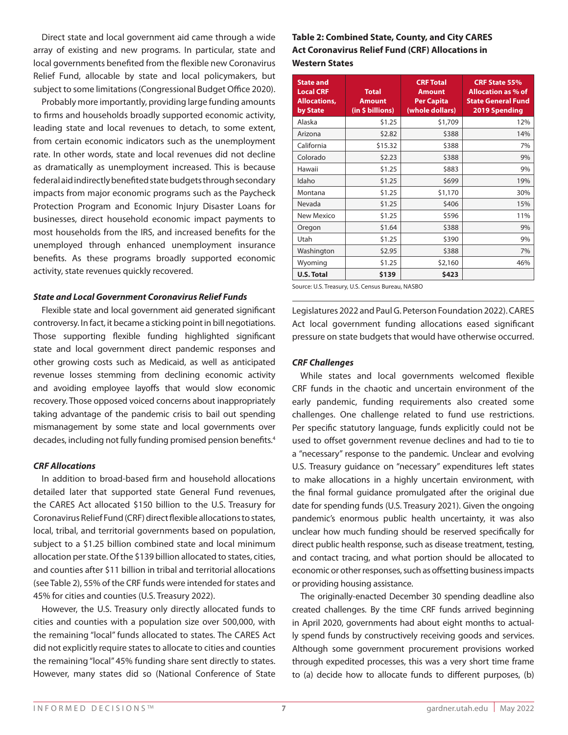Direct state and local government aid came through a wide array of existing and new programs. In particular, state and local governments benefited from the flexible new Coronavirus Relief Fund, allocable by state and local policymakers, but subject to some limitations (Congressional Budget Office 2020).

Probably more importantly, providing large funding amounts to firms and households broadly supported economic activity, leading state and local revenues to detach, to some extent, from certain economic indicators such as the unemployment rate. In other words, state and local revenues did not decline as dramatically as unemployment increased. This is because federal aid indirectly benefited state budgets through secondary impacts from major economic programs such as the Paycheck Protection Program and Economic Injury Disaster Loans for businesses, direct household economic impact payments to most households from the IRS, and increased benefits for the unemployed through enhanced unemployment insurance benefits. As these programs broadly supported economic activity, state revenues quickly recovered.

### *State and Local Government Coronavirus Relief Funds*

Flexible state and local government aid generated significant controversy. In fact, it became a sticking point in bill negotiations. Those supporting flexible funding highlighted significant state and local government direct pandemic responses and other growing costs such as Medicaid, as well as anticipated revenue losses stemming from declining economic activity and avoiding employee layoffs that would slow economic recovery. Those opposed voiced concerns about inappropriately taking advantage of the pandemic crisis to bail out spending mismanagement by some state and local governments over decades, including not fully funding promised pension benefits.[4]

### *CRF Allocations*

In addition to broad-based firm and household allocations detailed later that supported state General Fund revenues, the CARES Act allocated $150 billion to the U.S. Treasury for Coronavirus Relief Fund (CRF) direct flexible allocations to states, local, tribal, and territorial governments based on population, subject to a $1.25 billion combined state and local minimum allocation per state. Of the $139 billion allocated to states, cities, and counties after $11 billion in tribal and territorial allocations (see Table 2), 55% of the CRF funds were intended for states and 45% for cities and counties (U.S. Treasury 2022).

However, the U.S. Treasury only directly allocated funds to cities and counties with a population size over 500,000, with the remaining "local" funds allocated to states. The CARES Act did not explicitly require states to allocate to cities and counties the remaining "local" 45% funding share sent directly to states. However, many states did so (National Conference of State Legislatures 2022 and Paul G. Peterson Foundation 2022). CARES Act local government funding allocations eased significant pressure on state budgets that would have otherwise occurred.

**Table 2: Combined State, County, and City CARES Act Coronavirus Relief Fund (CRF) Allocations in Western States**

| State and Local CRF Allocations, by State | Total Amount (in $ billions) | CRF Total Amount Per Capita (whole dollars) | CRF State 55% Allocation as % of State General Fund 2019 Spending |
|---|---|---|---|
| Alaska | $1.25 | $1,709 | 12% |
| Arizona | $2.82 | $388 | 14% |
| California | $15.32 | $388 | 7% |
| Colorado | $2.23 | $388 | 9% |
| Hawaii | $1.25 | $883 | 9% |
| Idaho | $1.25 | $699 | 19% |
| Montana | $1.25 | $1,170 | 30% |
| Nevada | $1.25 | $406 | 15% |
| New Mexico | $1.25 | $596 | 11% |
| Oregon | $1.64 | $388 | 9% |
| Utah | $1.25 | $390 | 9% |
| Washington | $2.95 | $388 | 7% |
| Wyoming | $1.25 | $2,160 | 46% |
| **U.S. Total** | **$139** | **$423** | |

Source: U.S. Treasury, U.S. Census Bureau, NASBO

### *CRF Challenges*

While states and local governments welcomed flexible CRF funds in the chaotic and uncertain environment of the early pandemic, funding requirements also created some challenges. One challenge related to fund use restrictions. Per specific statutory language, funds explicitly could not be used to offset government revenue declines and had to tie to a "necessary" response to the pandemic. Unclear and evolving U.S. Treasury guidance on "necessary" expenditures left states to make allocations in a highly uncertain environment, with the final formal guidance promulgated after the original due date for spending funds (U.S. Treasury 2021). Given the ongoing pandemic's enormous public health uncertainty, it was also unclear how much funding should be reserved specifically for direct public health response, such as disease treatment, testing, and contact tracing, and what portion should be allocated to economic or other responses, such as offsetting business impacts or providing housing assistance.

The originally-enacted December 30 spending deadline also created challenges. By the time CRF funds arrived beginning in April 2020, governments had about eight months to actually spend funds by constructively receiving goods and services. Although some government procurement provisions worked through expedited processes, this was a very short time frame to (a) decide how to allocate funds to different purposes, (b)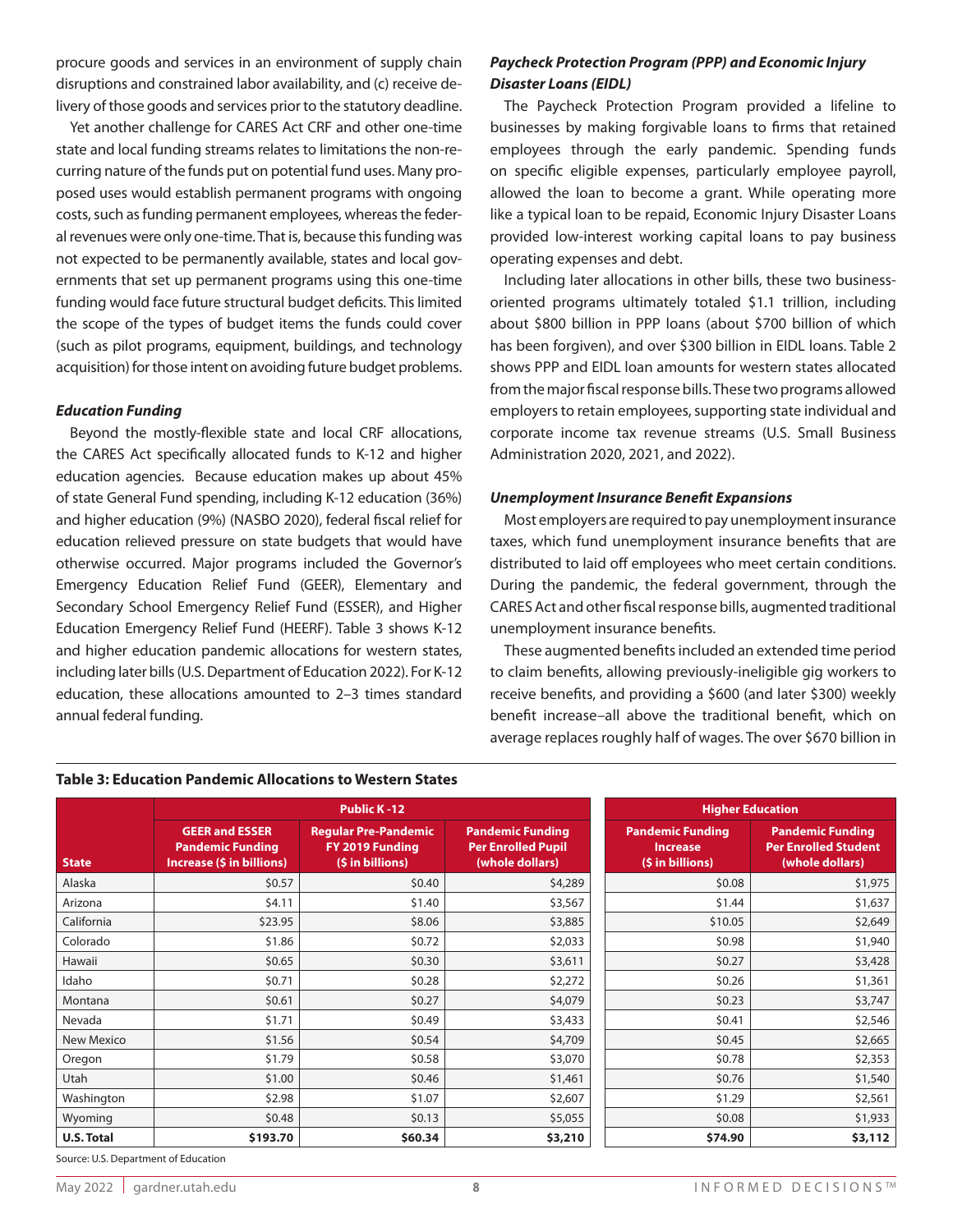procure goods and services in an environment of supply chain disruptions and constrained labor availability, and (c) receive delivery of those goods and services prior to the statutory deadline.

Yet another challenge for CARES Act CRF and other one-time state and local funding streams relates to limitations the non-recurring nature of the funds put on potential fund uses. Many proposed uses would establish permanent programs with ongoing costs, such as funding permanent employees, whereas the federal revenues were only one-time. That is, because this funding was not expected to be permanently available, states and local governments that set up permanent programs using this one-time funding would face future structural budget deficits. This limited the scope of the types of budget items the funds could cover (such as pilot programs, equipment, buildings, and technology acquisition) for those intent on avoiding future budget problems.

#### *Education Funding*

Beyond the mostly-flexible state and local CRF allocations, the CARES Act specifically allocated funds to K-12 and higher education agencies. Because education makes up about 45% of state General Fund spending, including K-12 education (36%) and higher education (9%) (NASBO 2020), federal fiscal relief for education relieved pressure on state budgets that would have otherwise occurred. Major programs included the Governor's Emergency Education Relief Fund (GEER), Elementary and Secondary School Emergency Relief Fund (ESSER), and Higher Education Emergency Relief Fund (HEERF). Table 3 shows K-12 and higher education pandemic allocations for western states, including later bills (U.S. Department of Education 2022). For K-12 education, these allocations amounted to 2–3 times standard annual federal funding.

#### *Paycheck Protection Program (PPP) and Economic Injury Disaster Loans (EIDL)*

The Paycheck Protection Program provided a lifeline to businesses by making forgivable loans to firms that retained employees through the early pandemic. Spending funds on specific eligible expenses, particularly employee payroll, allowed the loan to become a grant. While operating more like a typical loan to be repaid, Economic Injury Disaster Loans provided low-interest working capital loans to pay business operating expenses and debt.

Including later allocations in other bills, these two business-oriented programs ultimately totaled $1.1 trillion, including about $800 billion in PPP loans (about $700 billion of which has been forgiven), and over $300 billion in EIDL loans. Table 2 shows PPP and EIDL loan amounts for western states allocated from the major fiscal response bills. These two programs allowed employers to retain employees, supporting state individual and corporate income tax revenue streams (U.S. Small Business Administration 2020, 2021, and 2022).

#### *Unemployment Insurance Benefit Expansions*

Most employers are required to pay unemployment insurance taxes, which fund unemployment insurance benefits that are distributed to laid off employees who meet certain conditions. During the pandemic, the federal government, through the CARES Act and other fiscal response bills, augmented traditional unemployment insurance benefits.

These augmented benefits included an extended time period to claim benefits, allowing previously-ineligible gig workers to receive benefits, and providing a $600 (and later $300) weekly benefit increase–all above the traditional benefit, which on average replaces roughly half of wages. The over $670 billion in

**Table 3: Education Pandemic Allocations to Western States**

| | Public K-12 | | | Higher Education | |
|---|---|---|---|---|---|
| **State** | **GEER and ESSER Pandemic Funding Increase ($ in billions)** | **Regular Pre-Pandemic FY 2019 Funding ($ in billions)** | **Pandemic Funding Per Enrolled Pupil (whole dollars)** | **Pandemic Funding Increase ($ in billions)** | **Pandemic Funding Per Enrolled Student (whole dollars)** |
| Alaska | $0.57 | $0.40 | $4,289 | $0.08 | $1,975 |
| Arizona | $4.11 | $1.40 | $3,567 | $1.44 | $1,637 |
| California | $23.95 | $8.06 | $3,885 | $10.05 | $2,649 |
| Colorado | $1.86 | $0.72 | $2,033 | $0.98 | $1,940 |
| Hawaii | $0.65 | $0.30 | $3,611 | $0.27 | $3,428 |
| Idaho | $0.71 | $0.28 | $2,272 | $0.26 | $1,361 |
| Montana | $0.61 | $0.27 | $4,079 | $0.23 | $3,747 |
| Nevada | $1.71 | $0.49 | $3,433 | $0.41 | $2,546 |
| New Mexico | $1.56 | $0.54 | $4,709 | $0.45 | $2,665 |
| Oregon | $1.79 | $0.58 | $3,070 | $0.78 | $2,353 |
| Utah | $1.00 | $0.46 | $1,461 | $0.76 | $1,540 |
| Washington | $2.98 | $1.07 | $2,607 | $1.29 | $2,561 |
| Wyoming | $0.48 | $0.13 | $5,055 | $0.08 | $1,933 |
| **U.S. Total** | **$193.70** | **$60.34** | **$3,210** | **$74.90** | **$3,112** |

Source: U.S. Department of Education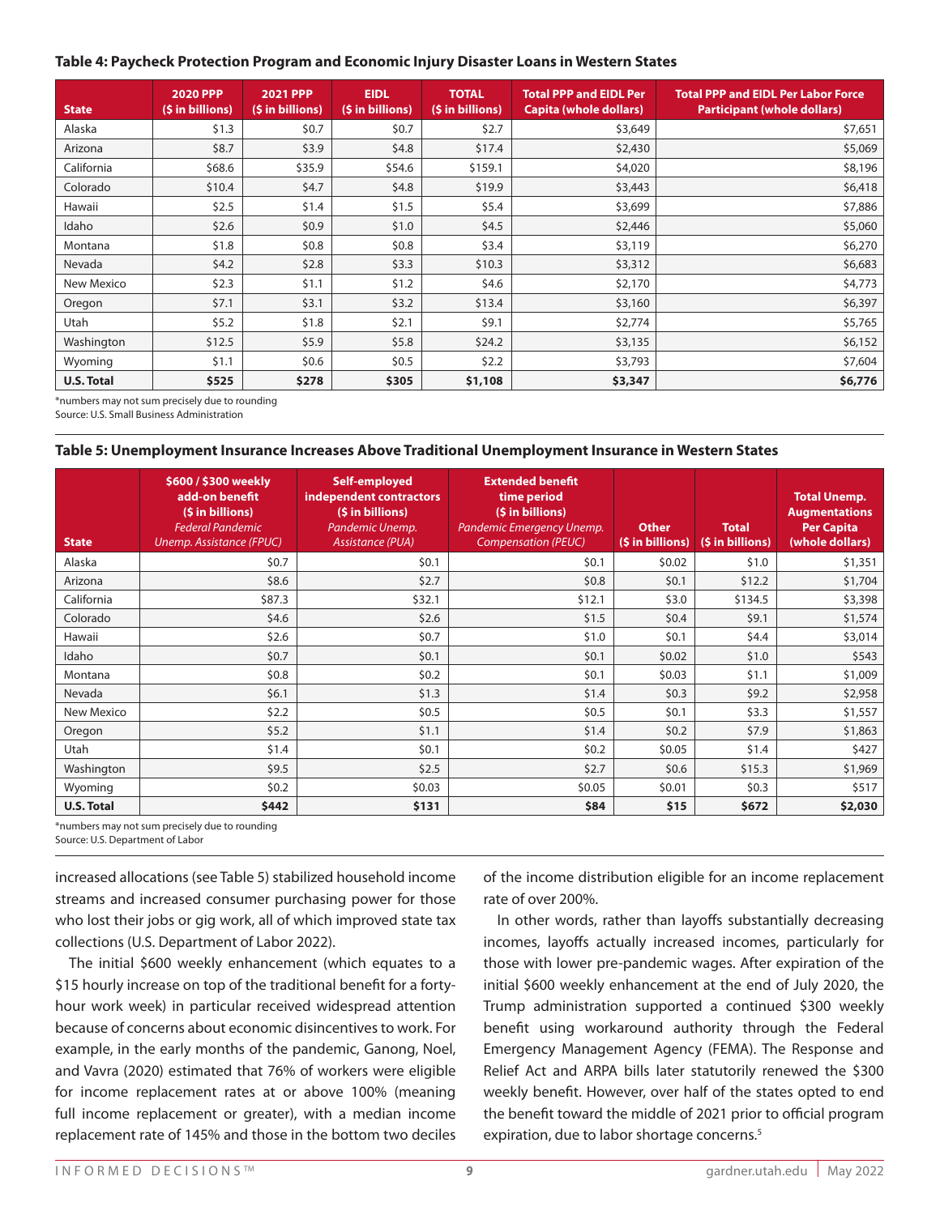**Table 4: Paycheck Protection Program and Economic Injury Disaster Loans in Western States**

| State | 2020 PPP ($ in billions) | 2021 PPP ($ in billions) | EIDL ($ in billions) | TOTAL ($ in billions) | Total PPP and EIDL Per Capita (whole dollars) | Total PPP and EIDL Per Labor Force Participant (whole dollars) |
|---|---|---|---|---|---|---|
| Alaska | $1.3 | $0.7 | $0.7 | $2.7 | $3,649 | $7,651 |
| Arizona | $8.7 | $3.9 | $4.8 | $17.4 | $2,430 | $5,069 |
| California | $68.6 | $35.9 | $54.6 | $159.1 | $4,020 | $8,196 |
| Colorado | $10.4 | $4.7 | $4.8 | $19.9 | $3,443 | $6,418 |
| Hawaii | $2.5 | $1.4 | $1.5 | $5.4 | $3,699 | $7,886 |
| Idaho | $2.6 | $0.9 | $1.0 | $4.5 | $2,446 | $5,060 |
| Montana | $1.8 | $0.8 | $0.8 | $3.4 | $3,119 | $6,270 |
| Nevada | $4.2 | $2.8 | $3.3 | $10.3 | $3,312 | $6,683 |
| New Mexico | $2.3 | $1.1 | $1.2 | $4.6 | $2,170 | $4,773 |
| Oregon | $7.1 | $3.1 | $3.2 | $13.4 | $3,160 | $6,397 |
| Utah | $5.2 | $1.8 | $2.1 | $9.1 | $2,774 | $5,765 |
| Washington | $12.5 | $5.9 | $5.8 | $24.2 | $3,135 | $6,152 |
| Wyoming | $1.1 | $0.6 | $0.5 | $2.2 | $3,793 | $7,604 |
| **U.S. Total** | **$525** | **$278** | **$305** | **$1,108** | **$3,347** | **$6,776** |

*numbers may not sum precisely due to rounding
Source: U.S. Small Business Administration

**Table 5: Unemployment Insurance Increases Above Traditional Unemployment Insurance in Western States**

| State | $600 / $300 weekly add-on benefit ($ in billions) *Federal Pandemic Unemp. Assistance (FPUC)* | Self-employed independent contractors ($ in billions) *Pandemic Unemp. Assistance (PUA)* | Extended benefit time period ($ in billions) *Pandemic Emergency Unemp. Compensation (PEUC)* | Other ($ in billions) | Total ($ in billions) | Total Unemp. Augmentations Per Capita (whole dollars) |
|---|---|---|---|---|---|---|
| Alaska | $0.7 | $0.1 | $0.1 | $0.02 | $1.0 | $1,351 |
| Arizona | $8.6 | $2.7 | $0.8 | $0.1 | $12.2 | $1,704 |
| California | $87.3 | $32.1 | $12.1 | $3.0 | $134.5 | $3,398 |
| Colorado | $4.6 | $2.6 | $1.5 | $0.4 | $9.1 | $1,574 |
| Hawaii | $2.6 | $0.7 | $1.0 | $0.1 | $4.4 | $3,014 |
| Idaho | $0.7 | $0.1 | $0.1 | $0.02 | $1.0 | $543 |
| Montana | $0.8 | $0.2 | $0.1 | $0.03 | $1.1 | $1,009 |
| Nevada | $6.1 | $1.3 | $1.4 | $0.3 | $9.2 | $2,958 |
| New Mexico | $2.2 | $0.5 | $0.5 | $0.1 | $3.3 | $1,557 |
| Oregon | $5.2 | $1.1 | $1.4 | $0.2 | $7.9 | $1,863 |
| Utah | $1.4 | $0.1 | $0.2 | $0.05 | $1.4 | $427 |
| Washington | $9.5 | $2.5 | $2.7 | $0.6 | $15.3 | $1,969 |
| Wyoming | $0.2 | $0.03 | $0.05 | $0.01 | $0.3 | $517 |
| **U.S. Total** | **$442** | **$131** | **$84** | **$15** | **$672** | **$2,030** |

*numbers may not sum precisely due to rounding
Source: U.S. Department of Labor

increased allocations (see Table 5) stabilized household income streams and increased consumer purchasing power for those who lost their jobs or gig work, all of which improved state tax collections (U.S. Department of Labor 2022).

The initial $600 weekly enhancement (which equates to a $15 hourly increase on top of the traditional benefit for a forty-hour work week) in particular received widespread attention because of concerns about economic disincentives to work. For example, in the early months of the pandemic, Ganong, Noel, and Vavra (2020) estimated that 76% of workers were eligible for income replacement rates at or above 100% (meaning full income replacement or greater), with a median income replacement rate of 145% and those in the bottom two deciles of the income distribution eligible for an income replacement rate of over 200%.

In other words, rather than layoffs substantially decreasing incomes, layoffs actually increased incomes, particularly for those with lower pre-pandemic wages. After expiration of the initial $600 weekly enhancement at the end of July 2020, the Trump administration supported a continued $300 weekly benefit using workaround authority through the Federal Emergency Management Agency (FEMA). The Response and Relief Act and ARPA bills later statutorily renewed the $300 weekly benefit. However, over half of the states opted to end the benefit toward the middle of 2021 prior to official program expiration, due to labor shortage concerns.[5]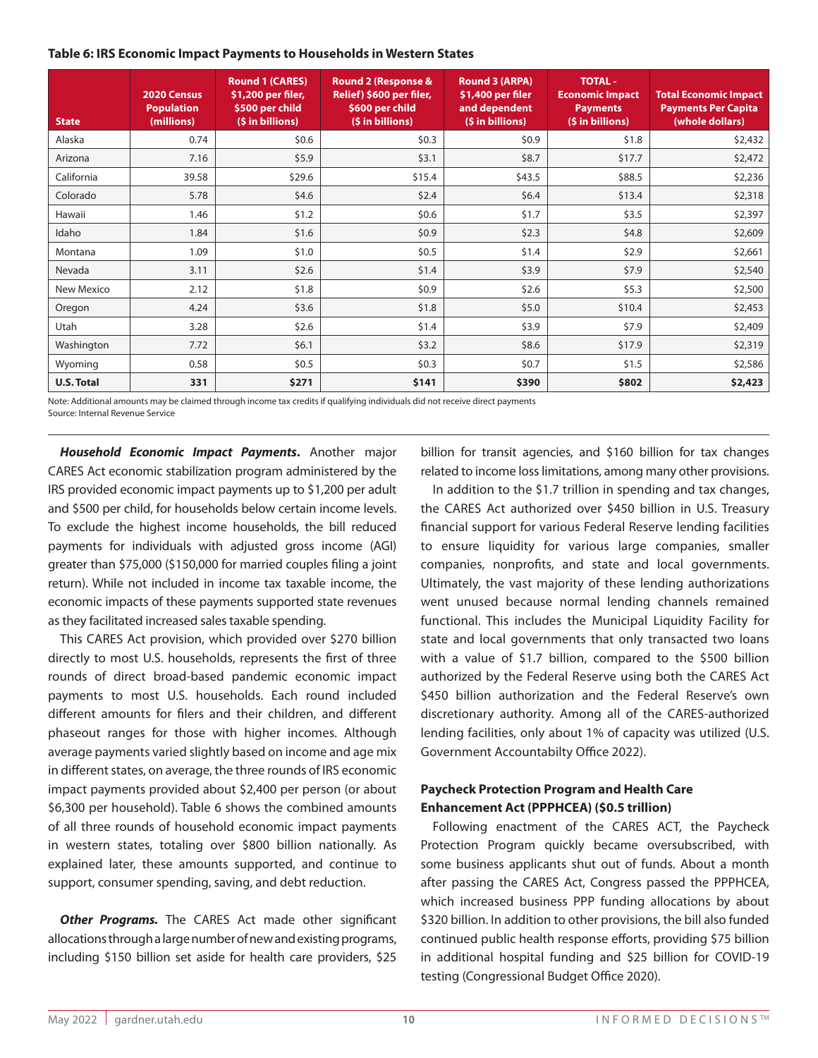**Table 6: IRS Economic Impact Payments to Households in Western States**

| State | 2020 Census Population (millions) | Round 1 (CARES) $1,200 per filer, $500 per child ($ in billions) | Round 2 (Response & Relief) $600 per filer, $600 per child ($ in billions) | Round 3 (ARPA) $1,400 per filer and dependent ($ in billions) | TOTAL - Economic Impact Payments ($ in billions) | Total Economic Impact Payments Per Capita (whole dollars) |
|---|---|---|---|---|---|---|
| Alaska | 0.74 | $0.6 | $0.3 | $0.9 | $1.8 | $2,432 |
| Arizona | 7.16 | $5.9 | $3.1 | $8.7 | $17.7 | $2,472 |
| California | 39.58 | $29.6 | $15.4 | $43.5 | $88.5 | $2,236 |
| Colorado | 5.78 | $4.6 | $2.4 | $6.4 | $13.4 | $2,318 |
| Hawaii | 1.46 | $1.2 | $0.6 | $1.7 | $3.5 | $2,397 |
| Idaho | 1.84 | $1.6 | $0.9 | $2.3 | $4.8 | $2,609 |
| Montana | 1.09 | $1.0 | $0.5 | $1.4 | $2.9 | $2,661 |
| Nevada | 3.11 | $2.6 | $1.4 | $3.9 | $7.9 | $2,540 |
| New Mexico | 2.12 | $1.8 | $0.9 | $2.6 | $5.3 | $2,500 |
| Oregon | 4.24 | $3.6 | $1.8 | $5.0 | $10.4 | $2,453 |
| Utah | 3.28 | $2.6 | $1.4 | $3.9 | $7.9 | $2,409 |
| Washington | 7.72 | $6.1 | $3.2 | $8.6 | $17.9 | $2,319 |
| Wyoming | 0.58 | $0.5 | $0.3 | $0.7 | $1.5 | $2,586 |
| **U.S. Total** | **331** | **$271** | **$141** | **$390** | **$802** | **$2,423** |

Note: Additional amounts may be claimed through income tax credits if qualifying individuals did not receive direct payments
Source: Internal Revenue Service

***Household Economic Impact Payments.*** Another major CARES Act economic stabilization program administered by the IRS provided economic impact payments up to $1,200 per adult and $500 per child, for households below certain income levels. To exclude the highest income households, the bill reduced payments for individuals with adjusted gross income (AGI) greater than $75,000 ($150,000 for married couples filing a joint return). While not included in income tax taxable income, the economic impacts of these payments supported state revenues as they facilitated increased sales taxable spending.

This CARES Act provision, which provided over $270 billion directly to most U.S. households, represents the first of three rounds of direct broad-based pandemic economic impact payments to most U.S. households. Each round included different amounts for filers and their children, and different phaseout ranges for those with higher incomes. Although average payments varied slightly based on income and age mix in different states, on average, the three rounds of IRS economic impact payments provided about $2,400 per person (or about $6,300 per household). Table 6 shows the combined amounts of all three rounds of household economic impact payments in western states, totaling over $800 billion nationally. As explained later, these amounts supported, and continue to support, consumer spending, saving, and debt reduction.

***Other Programs.*** The CARES Act made other significant allocations through a large number of new and existing programs, including $150 billion set aside for health care providers, $25 billion for transit agencies, and $160 billion for tax changes related to income loss limitations, among many other provisions.

In addition to the $1.7 trillion in spending and tax changes, the CARES Act authorized over $450 billion in U.S. Treasury financial support for various Federal Reserve lending facilities to ensure liquidity for various large companies, smaller companies, nonprofits, and state and local governments. Ultimately, the vast majority of these lending authorizations went unused because normal lending channels remained functional. This includes the Municipal Liquidity Facility for state and local governments that only transacted two loans with a value of $1.7 billion, compared to the $500 billion authorized by the Federal Reserve using both the CARES Act $450 billion authorization and the Federal Reserve's own discretionary authority. Among all of the CARES-authorized lending facilities, only about 1% of capacity was utilized (U.S. Government Accountabilty Office 2022).

### Paycheck Protection Program and Health Care Enhancement Act (PPPHCEA) ($0.5 trillion)

Following enactment of the CARES ACT, the Paycheck Protection Program quickly became oversubscribed, with some business applicants shut out of funds. About a month after passing the CARES Act, Congress passed the PPPHCEA, which increased business PPP funding allocations by about $320 billion. In addition to other provisions, the bill also funded continued public health response efforts, providing $75 billion in additional hospital funding and $25 billion for COVID-19 testing (Congressional Budget Office 2020).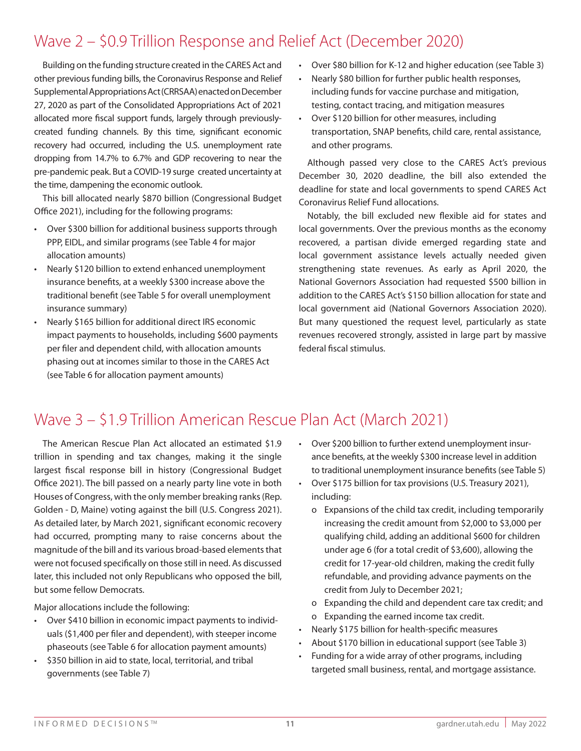## Wave 2 – $0.9 Trillion Response and Relief Act (December 2020)

Building on the funding structure created in the CARES Act and other previous funding bills, the Coronavirus Response and Relief Supplemental Appropriations Act (CRRSAA) enacted on December 27, 2020 as part of the Consolidated Appropriations Act of 2021 allocated more fiscal support funds, largely through previously-created funding channels. By this time, significant economic recovery had occurred, including the U.S. unemployment rate dropping from 14.7% to 6.7% and GDP recovering to near the pre-pandemic peak. But a COVID-19 surge created uncertainty at the time, dampening the economic outlook.

This bill allocated nearly $870 billion (Congressional Budget Office 2021), including for the following programs:

- Over $300 billion for additional business supports through PPP, EIDL, and similar programs (see Table 4 for major allocation amounts)
- Nearly $120 billion to extend enhanced unemployment insurance benefits, at a weekly $300 increase above the traditional benefit (see Table 5 for overall unemployment insurance summary)
- Nearly $165 billion for additional direct IRS economic impact payments to households, including $600 payments per filer and dependent child, with allocation amounts phasing out at incomes similar to those in the CARES Act (see Table 6 for allocation payment amounts)
- Over $80 billion for K-12 and higher education (see Table 3)
- Nearly $80 billion for further public health responses, including funds for vaccine purchase and mitigation, testing, contact tracing, and mitigation measures
- Over $120 billion for other measures, including transportation, SNAP benefits, child care, rental assistance, and other programs.

Although passed very close to the CARES Act's previous December 30, 2020 deadline, the bill also extended the deadline for state and local governments to spend CARES Act Coronavirus Relief Fund allocations.

Notably, the bill excluded new flexible aid for states and local governments. Over the previous months as the economy recovered, a partisan divide emerged regarding state and local government assistance levels actually needed given strengthening state revenues. As early as April 2020, the National Governors Association had requested $500 billion in addition to the CARES Act's $150 billion allocation for state and local government aid (National Governors Association 2020). But many questioned the request level, particularly as state revenues recovered strongly, assisted in large part by massive federal fiscal stimulus.

## Wave 3 – $1.9 Trillion American Rescue Plan Act (March 2021)

The American Rescue Plan Act allocated an estimated $1.9 trillion in spending and tax changes, making it the single largest fiscal response bill in history (Congressional Budget Office 2021). The bill passed on a nearly party line vote in both Houses of Congress, with the only member breaking ranks (Rep. Golden - D, Maine) voting against the bill (U.S. Congress 2021). As detailed later, by March 2021, significant economic recovery had occurred, prompting many to raise concerns about the magnitude of the bill and its various broad-based elements that were not focused specifically on those still in need. As discussed later, this included not only Republicans who opposed the bill, but some fellow Democrats.

Major allocations include the following:

- Over $410 billion in economic impact payments to individuals ($1,400 per filer and dependent), with steeper income phaseouts (see Table 6 for allocation payment amounts)
- $350 billion in aid to state, local, territorial, and tribal governments (see Table 7)
- Over $200 billion to further extend unemployment insurance benefits, at the weekly $300 increase level in addition to traditional unemployment insurance benefits (see Table 5)
- Over $175 billion for tax provisions (U.S. Treasury 2021), including:
  - Expansions of the child tax credit, including temporarily increasing the credit amount from $2,000 to $3,000 per qualifying child, adding an additional $600 for children under age 6 (for a total credit of $3,600), allowing the credit for 17-year-old children, making the credit fully refundable, and providing advance payments on the credit from July to December 2021;
  - Expanding the child and dependent care tax credit; and
  - Expanding the earned income tax credit.
- Nearly $175 billion for health-specific measures
- About $170 billion in educational support (see Table 3)
- Funding for a wide array of other programs, including targeted small business, rental, and mortgage assistance.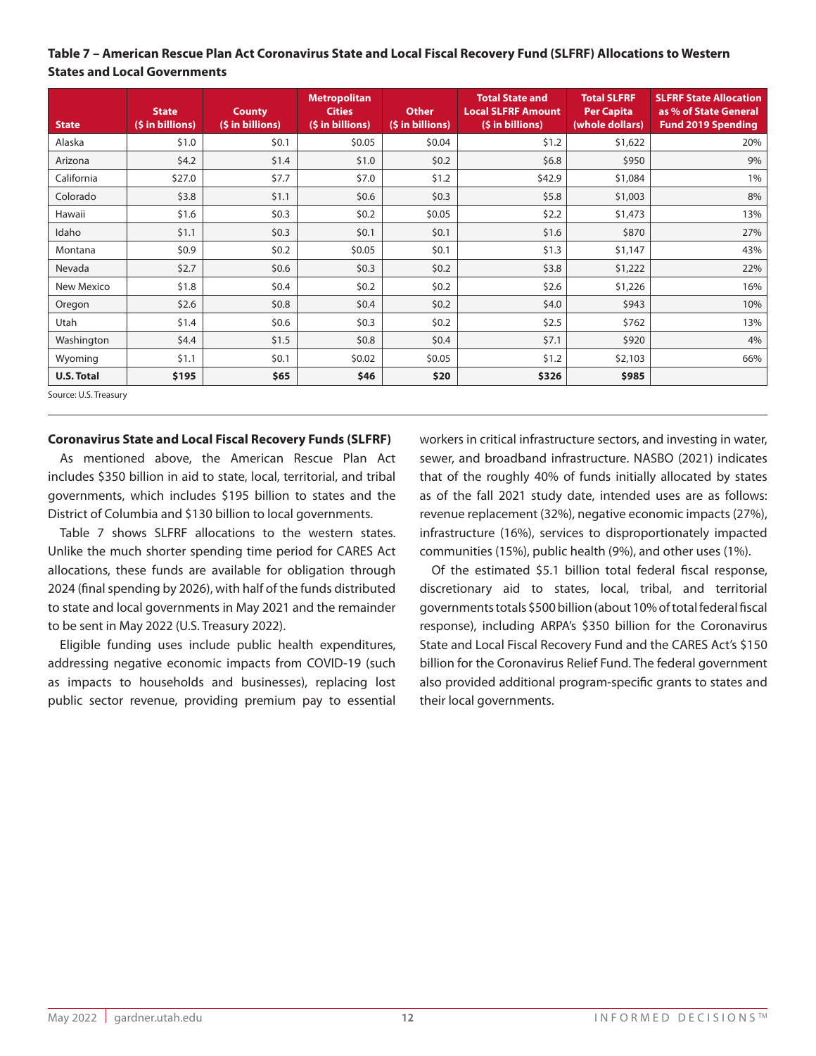**Table 7 – American Rescue Plan Act Coronavirus State and Local Fiscal Recovery Fund (SLFRF) Allocations to Western States and Local Governments**

| State | State ($ in billions) | County ($ in billions) | Metropolitan Cities ($ in billions) | Other ($ in billions) | Total State and Local SLFRF Amount ($ in billions) | Total SLFRF Per Capita (whole dollars) | SLFRF State Allocation as % of State General Fund 2019 Spending |
|---|---|---|---|---|---|---|---|
| Alaska | $1.0 | $0.1 | $0.05 | $0.04 | $1.2 | $1,622 | 20% |
| Arizona | $4.2 | $1.4 | $1.0 | $0.2 | $6.8 | $950 | 9% |
| California | $27.0 | $7.7 | $7.0 | $1.2 | $42.9 | $1,084 | 1% |
| Colorado | $3.8 | $1.1 | $0.6 | $0.3 | $5.8 | $1,003 | 8% |
| Hawaii | $1.6 | $0.3 | $0.2 | $0.05 | $2.2 | $1,473 | 13% |
| Idaho | $1.1 | $0.3 | $0.1 | $0.1 | $1.6 | $870 | 27% |
| Montana | $0.9 | $0.2 | $0.05 | $0.1 | $1.3 | $1,147 | 43% |
| Nevada | $2.7 | $0.6 | $0.3 | $0.2 | $3.8 | $1,222 | 22% |
| New Mexico | $1.8 | $0.4 | $0.2 | $0.2 | $2.6 | $1,226 | 16% |
| Oregon | $2.6 | $0.8 | $0.4 | $0.2 | $4.0 | $943 | 10% |
| Utah | $1.4 | $0.6 | $0.3 | $0.2 | $2.5 | $762 | 13% |
| Washington | $4.4 | $1.5 | $0.8 | $0.4 | $7.1 | $920 | 4% |
| Wyoming | $1.1 | $0.1 | $0.02 | $0.05 | $1.2 | $2,103 | 66% |
| **U.S. Total** | **$195** | **$65** | **$46** | **$20** | **$326** | **$985** | |

Source: U.S. Treasury

**Coronavirus State and Local Fiscal Recovery Funds (SLFRF)**

As mentioned above, the American Rescue Plan Act includes $350 billion in aid to state, local, territorial, and tribal governments, which includes $195 billion to states and the District of Columbia and $130 billion to local governments.

Table 7 shows SLFRF allocations to the western states. Unlike the much shorter spending time period for CARES Act allocations, these funds are available for obligation through 2024 (final spending by 2026), with half of the funds distributed to state and local governments in May 2021 and the remainder to be sent in May 2022 (U.S. Treasury 2022).

Eligible funding uses include public health expenditures, addressing negative economic impacts from COVID-19 (such as impacts to households and businesses), replacing lost public sector revenue, providing premium pay to essential workers in critical infrastructure sectors, and investing in water, sewer, and broadband infrastructure. NASBO (2021) indicates that of the roughly 40% of funds initially allocated by states as of the fall 2021 study date, intended uses are as follows: revenue replacement (32%), negative economic impacts (27%), infrastructure (16%), services to disproportionately impacted communities (15%), public health (9%), and other uses (1%).

Of the estimated $5.1 billion total federal fiscal response, discretionary aid to states, local, tribal, and territorial governments totals $500 billion (about 10% of total federal fiscal response), including ARPA's $350 billion for the Coronavirus State and Local Fiscal Recovery Fund and the CARES Act's $150 billion for the Coronavirus Relief Fund. The federal government also provided additional program-specific grants to states and their local governments.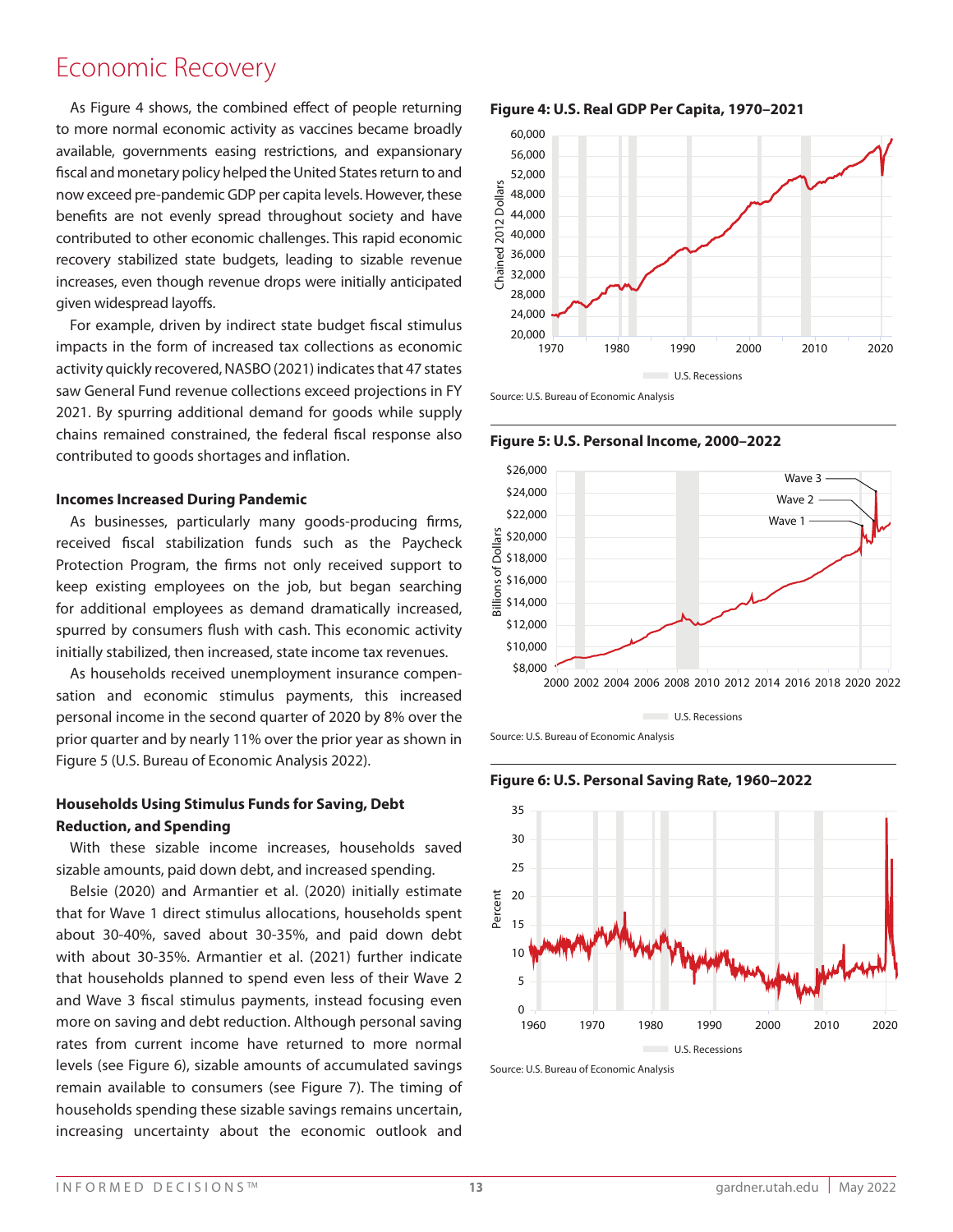# Economic Recovery

As Figure 4 shows, the combined effect of people returning to more normal economic activity as vaccines became broadly available, governments easing restrictions, and expansionary fiscal and monetary policy helped the United States return to and now exceed pre-pandemic GDP per capita levels. However, these benefits are not evenly spread throughout society and have contributed to other economic challenges. This rapid economic recovery stabilized state budgets, leading to sizable revenue increases, even though revenue drops were initially anticipated given widespread layoffs.

For example, driven by indirect state budget fiscal stimulus impacts in the form of increased tax collections as economic activity quickly recovered, NASBO (2021) indicates that 47 states saw General Fund revenue collections exceed projections in FY 2021. By spurring additional demand for goods while supply chains remained constrained, the federal fiscal response also contributed to goods shortages and inflation.

### Incomes Increased During Pandemic

As businesses, particularly many goods-producing firms, received fiscal stabilization funds such as the Paycheck Protection Program, the firms not only received support to keep existing employees on the job, but began searching for additional employees as demand dramatically increased, spurred by consumers flush with cash. This economic activity initially stabilized, then increased, state income tax revenues.

As households received unemployment insurance compensation and economic stimulus payments, this increased personal income in the second quarter of 2020 by 8% over the prior quarter and by nearly 11% over the prior year as shown in Figure 5 (U.S. Bureau of Economic Analysis 2022).

### Households Using Stimulus Funds for Saving, Debt Reduction, and Spending

With these sizable income increases, households saved sizable amounts, paid down debt, and increased spending.

Belsie (2020) and Armantier et al. (2020) initially estimate that for Wave 1 direct stimulus allocations, households spent about 30-40%, saved about 30-35%, and paid down debt with about 30-35%. Armantier et al. (2021) further indicate that households planned to spend even less of their Wave 2 and Wave 3 fiscal stimulus payments, instead focusing even more on saving and debt reduction. Although personal saving rates from current income have returned to more normal levels (see Figure 6), sizable amounts of accumulated savings remain available to consumers (see Figure 7). The timing of households spending these sizable savings remains uncertain, increasing uncertainty about the economic outlook and

**Figure 4: U.S. Real GDP Per Capita, 1970–2021**

Source: U.S. Bureau of Economic Analysis

**Figure 5: U.S. Personal Income, 2000–2022**

Source: U.S. Bureau of Economic Analysis

**Figure 6: U.S. Personal Saving Rate, 1960–2022**

Source: U.S. Bureau of Economic Analysis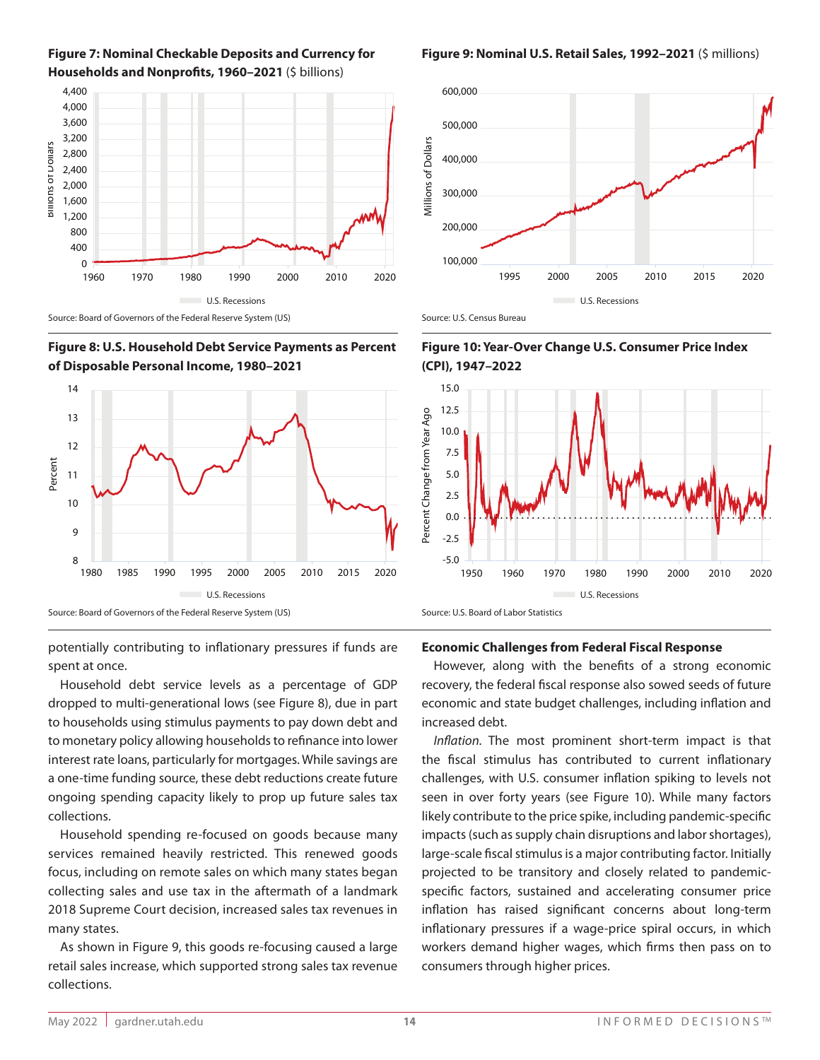**Figure 7: Nominal Checkable Deposits and Currency for Households and Nonprofits, 1960–2021** ($ billions)

Source: Board of Governors of the Federal Reserve System (US)

**Figure 8: U.S. Household Debt Service Payments as Percent of Disposable Personal Income, 1980–2021**

Source: Board of Governors of the Federal Reserve System (US)

potentially contributing to inflationary pressures if funds are spent at once.

Household debt service levels as a percentage of GDP dropped to multi-generational lows (see Figure 8), due in part to households using stimulus payments to pay down debt and to monetary policy allowing households to refinance into lower interest rate loans, particularly for mortgages. While savings are a one-time funding source, these debt reductions create future ongoing spending capacity likely to prop up future sales tax collections.

Household spending re-focused on goods because many services remained heavily restricted. This renewed goods focus, including on remote sales on which many states began collecting sales and use tax in the aftermath of a landmark 2018 Supreme Court decision, increased sales tax revenues in many states.

As shown in Figure 9, this goods re-focusing caused a large retail sales increase, which supported strong sales tax revenue collections.

**Figure 9: Nominal U.S. Retail Sales, 1992–2021** ($ millions)

Source: U.S. Census Bureau

**Figure 10: Year-Over Change U.S. Consumer Price Index (CPI), 1947–2022**

Source: U.S. Board of Labor Statistics

### Economic Challenges from Federal Fiscal Response

However, along with the benefits of a strong economic recovery, the federal fiscal response also sowed seeds of future economic and state budget challenges, including inflation and increased debt.

*Inflation.* The most prominent short-term impact is that the fiscal stimulus has contributed to current inflationary challenges, with U.S. consumer inflation spiking to levels not seen in over forty years (see Figure 10). While many factors likely contribute to the price spike, including pandemic-specific impacts (such as supply chain disruptions and labor shortages), large-scale fiscal stimulus is a major contributing factor. Initially projected to be transitory and closely related to pandemic-specific factors, sustained and accelerating consumer price inflation has raised significant concerns about long-term inflationary pressures if a wage-price spiral occurs, in which workers demand higher wages, which firms then pass on to consumers through higher prices.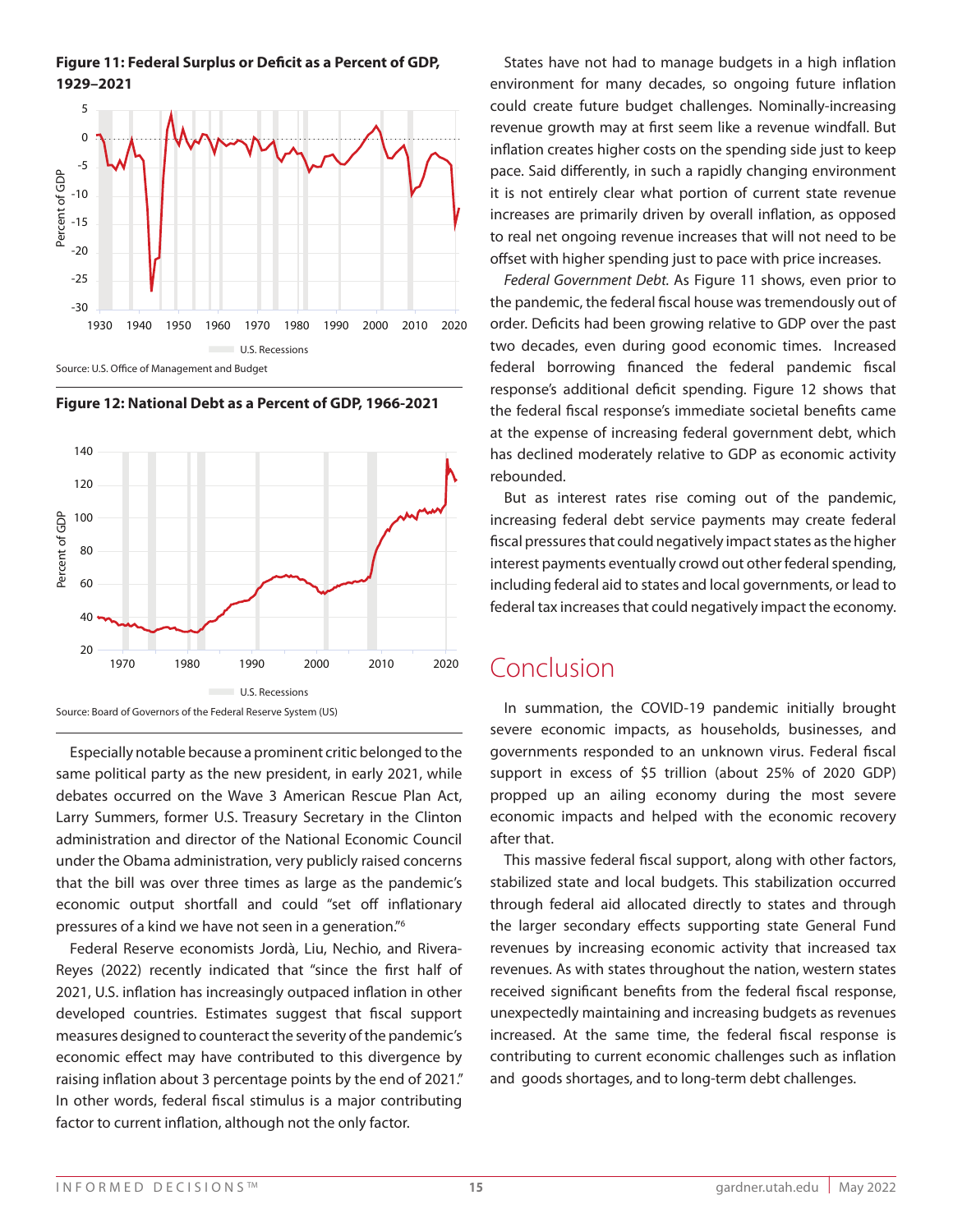**Figure 11: Federal Surplus or Deficit as a Percent of GDP, 1929–2021**

Source: U.S. Office of Management and Budget

**Figure 12: National Debt as a Percent of GDP, 1966-2021**

Source: Board of Governors of the Federal Reserve System (US)

Especially notable because a prominent critic belonged to the same political party as the new president, in early 2021, while debates occurred on the Wave 3 American Rescue Plan Act, Larry Summers, former U.S. Treasury Secretary in the Clinton administration and director of the National Economic Council under the Obama administration, very publicly raised concerns that the bill was over three times as large as the pandemic's economic output shortfall and could "set off inflationary pressures of a kind we have not seen in a generation."[6]

Federal Reserve economists Jordà, Liu, Nechio, and Rivera-Reyes (2022) recently indicated that "since the first half of 2021, U.S. inflation has increasingly outpaced inflation in other developed countries. Estimates suggest that fiscal support measures designed to counteract the severity of the pandemic's economic effect may have contributed to this divergence by raising inflation about 3 percentage points by the end of 2021." In other words, federal fiscal stimulus is a major contributing factor to current inflation, although not the only factor.

States have not had to manage budgets in a high inflation environment for many decades, so ongoing future inflation could create future budget challenges. Nominally-increasing revenue growth may at first seem like a revenue windfall. But inflation creates higher costs on the spending side just to keep pace. Said differently, in such a rapidly changing environment it is not entirely clear what portion of current state revenue increases are primarily driven by overall inflation, as opposed to real net ongoing revenue increases that will not need to be offset with higher spending just to pace with price increases.

*Federal Government Debt.* As Figure 11 shows, even prior to the pandemic, the federal fiscal house was tremendously out of order. Deficits had been growing relative to GDP over the past two decades, even during good economic times. Increased federal borrowing financed the federal pandemic fiscal response's additional deficit spending. Figure 12 shows that the federal fiscal response's immediate societal benefits came at the expense of increasing federal government debt, which has declined moderately relative to GDP as economic activity rebounded.

But as interest rates rise coming out of the pandemic, increasing federal debt service payments may create federal fiscal pressures that could negatively impact states as the higher interest payments eventually crowd out other federal spending, including federal aid to states and local governments, or lead to federal tax increases that could negatively impact the economy.

## Conclusion

In summation, the COVID-19 pandemic initially brought severe economic impacts, as households, businesses, and governments responded to an unknown virus. Federal fiscal support in excess of $5 trillion (about 25% of 2020 GDP) propped up an ailing economy during the most severe economic impacts and helped with the economic recovery after that.

This massive federal fiscal support, along with other factors, stabilized state and local budgets. This stabilization occurred through federal aid allocated directly to states and through the larger secondary effects supporting state General Fund revenues by increasing economic activity that increased tax revenues. As with states throughout the nation, western states received significant benefits from the federal fiscal response, unexpectedly maintaining and increasing budgets as revenues increased. At the same time, the federal fiscal response is contributing to current economic challenges such as inflation and goods shortages, and to long-term debt challenges.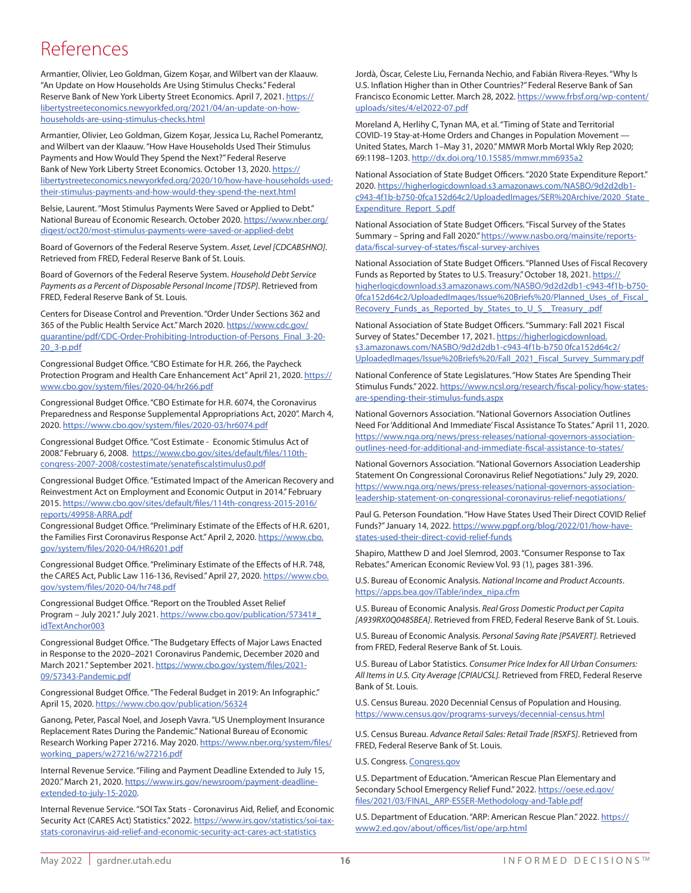# References

Armantier, Olivier, Leo Goldman, Gizem Koşar, and Wilbert van der Klaauw. "An Update on How Households Are Using Stimulus Checks." Federal Reserve Bank of New York Liberty Street Economics. April 7, 2021. https://libertystreeteconomics.newyorkfed.org/2021/04/an-update-on-how-households-are-using-stimulus-checks.html

Armantier, Olivier, Leo Goldman, Gizem Koşar, Jessica Lu, Rachel Pomerantz, and Wilbert van der Klaauw. "How Have Households Used Their Stimulus Payments and How Would They Spend the Next?" Federal Reserve Bank of New York Liberty Street Economics. October 13, 2020. https://libertystreeteconomics.newyorkfed.org/2020/10/how-have-households-used-their-stimulus-payments-and-how-would-they-spend-the-next.html

Belsie, Laurent. "Most Stimulus Payments Were Saved or Applied to Debt." National Bureau of Economic Research. October 2020. https://www.nber.org/digest/oct20/most-stimulus-payments-were-saved-or-applied-debt

Board of Governors of the Federal Reserve System. *Asset, Level [CDCABSHNO]*. Retrieved from FRED, Federal Reserve Bank of St. Louis.

Board of Governors of the Federal Reserve System. *Household Debt Service Payments as a Percent of Disposable Personal Income [TDSP]*. Retrieved from FRED, Federal Reserve Bank of St. Louis.

Centers for Disease Control and Prevention. "Order Under Sections 362 and 365 of the Public Health Service Act." March 2020. https://www.cdc.gov/quarantine/pdf/CDC-Order-Prohibiting-Introduction-of-Persons_Final_3-20-20_3-p.pdf

Congressional Budget Office. "CBO Estimate for H.R. 266, the Paycheck Protection Program and Health Care Enhancement Act" April 21, 2020. https://www.cbo.gov/system/files/2020-04/hr266.pdf

Congressional Budget Office. "CBO Estimate for H.R. 6074, the Coronavirus Preparedness and Response Supplemental Appropriations Act, 2020". March 4, 2020. https://www.cbo.gov/system/files/2020-03/hr6074.pdf

Congressional Budget Office. "Cost Estimate - Economic Stimulus Act of 2008." February 6, 2008. https://www.cbo.gov/sites/default/files/110th-congress-2007-2008/costestimate/senatefiscalstimulus0.pdf

Congressional Budget Office. "Estimated Impact of the American Recovery and Reinvestment Act on Employment and Economic Output in 2014." February 2015. https://www.cbo.gov/sites/default/files/114th-congress-2015-2016/reports/49958-ARRA.pdf

Congressional Budget Office. "Preliminary Estimate of the Effects of H.R. 6201, the Families First Coronavirus Response Act." April 2, 2020. https://www.cbo.gov/system/files/2020-04/HR6201.pdf

Congressional Budget Office. "Preliminary Estimate of the Effects of H.R. 748, the CARES Act, Public Law 116-136, Revised." April 27, 2020. https://www.cbo.gov/system/files/2020-04/hr748.pdf

Congressional Budget Office. "Report on the Troubled Asset Relief Program – July 2021." July 2021. https://www.cbo.gov/publication/57341#_idTextAnchor003

Congressional Budget Office. "The Budgetary Effects of Major Laws Enacted in Response to the 2020–2021 Coronavirus Pandemic, December 2020 and March 2021." September 2021. https://www.cbo.gov/system/files/2021-09/57343-Pandemic.pdf

Congressional Budget Office. "The Federal Budget in 2019: An Infographic." April 15, 2020. https://www.cbo.gov/publication/56324

Ganong, Peter, Pascal Noel, and Joseph Vavra. "US Unemployment Insurance Replacement Rates During the Pandemic." National Bureau of Economic Research Working Paper 27216. May 2020. https://www.nber.org/system/files/working_papers/w27216/w27216.pdf

Internal Revenue Service. "Filing and Payment Deadline Extended to July 15, 2020." March 21, 2020. https://www.irs.gov/newsroom/payment-deadline-extended-to-july-15-2020.

Internal Revenue Service. "SOI Tax Stats - Coronavirus Aid, Relief, and Economic Security Act (CARES Act) Statistics." 2022. https://www.irs.gov/statistics/soi-tax-stats-coronavirus-aid-relief-and-economic-security-act-cares-act-statistics

Jordà, Òscar, Celeste Liu, Fernanda Nechio, and Fabián Rivera-Reyes. "Why Is U.S. Inflation Higher than in Other Countries?" Federal Reserve Bank of San Francisco Economic Letter. March 28, 2022. https://www.frbsf.org/wp-content/uploads/sites/4/el2022-07.pdf

Moreland A, Herlihy C, Tynan MA, et al. "Timing of State and Territorial COVID-19 Stay-at-Home Orders and Changes in Population Movement — United States, March 1–May 31, 2020." MMWR Morb Mortal Wkly Rep 2020; 69:1198–1203. http://dx.doi.org/10.15585/mmwr.mm6935a2

National Association of State Budget Officers. "2020 State Expenditure Report." 2020. https://higherlogicdownload.s3.amazonaws.com/NASBO/9d2d2db1-c943-4f1b-b750-0fca152d64c2/UploadedImages/SER%20Archive/2020_State_Expenditure_Report_S.pdf

National Association of State Budget Officers. "Fiscal Survey of the States Summary – Spring and Fall 2020." https://www.nasbo.org/mainsite/reports-data/fiscal-survey-of-states/fiscal-survey-archives

National Association of State Budget Officers. "Planned Uses of Fiscal Recovery Funds as Reported by States to U.S. Treasury." October 18, 2021. https://higherlogicdownload.s3.amazonaws.com/NASBO/9d2d2db1-c943-4f1b-b750-0fca152d64c2/UploadedImages/Issue%20Briefs%20/Planned_Uses_of_Fiscal_Recovery_Funds_as_Reported_by_States_to_U_S__Treasury_.pdf

National Association of State Budget Officers. "Summary: Fall 2021 Fiscal Survey of States." December 17, 2021. https://higherlogicdownload.s3.amazonaws.com/NASBO/9d2d2db1-c943-4f1b-b750 0fca152d64c2/UploadedImages/Issue%20Briefs%20/Fall_2021_Fiscal_Survey_Summary.pdf

National Conference of State Legislatures. "How States Are Spending Their Stimulus Funds." 2022. https://www.ncsl.org/research/fiscal-policy/how-states-are-spending-their-stimulus-funds.aspx

National Governors Association. "National Governors Association Outlines Need For 'Additional And Immediate' Fiscal Assistance To States." April 11, 2020. https://www.nga.org/news/press-releases/national-governors-association-outlines-need-for-additional-and-immediate-fiscal-assistance-to-states/

National Governors Association. "National Governors Association Leadership Statement On Congressional Coronavirus Relief Negotiations." July 29, 2020. https://www.nga.org/news/press-releases/national-governors-association-leadership-statement-on-congressional-coronavirus-relief-negotiations/

Paul G. Peterson Foundation. "How Have States Used Their Direct COVID Relief Funds?" January 14, 2022. https://www.pgpf.org/blog/2022/01/how-have-states-used-their-direct-covid-relief-funds

Shapiro, Matthew D and Joel Slemrod, 2003. "Consumer Response to Tax Rebates." American Economic Review Vol. 93 (1), pages 381-396.

U.S. Bureau of Economic Analysis. *National Income and Product Accounts*. https://apps.bea.gov/iTable/index_nipa.cfm

U.S. Bureau of Economic Analysis. *Real Gross Domestic Product per Capita [A939RX0Q048SBEA]*. Retrieved from FRED, Federal Reserve Bank of St. Louis.

U.S. Bureau of Economic Analysis. *Personal Saving Rate [PSAVERT]*. Retrieved from FRED, Federal Reserve Bank of St. Louis.

U.S. Bureau of Labor Statistics. *Consumer Price Index for All Urban Consumers: All Items in U.S. City Average [CPIAUCSL]*. Retrieved from FRED, Federal Reserve Bank of St. Louis.

U.S. Census Bureau. 2020 Decennial Census of Population and Housing. https://www.census.gov/programs-surveys/decennial-census.html

U.S. Census Bureau. *Advance Retail Sales: Retail Trade [RSXFS]*. Retrieved from FRED, Federal Reserve Bank of St. Louis.

U.S. Congress. Congress.gov

U.S. Department of Education. "American Rescue Plan Elementary and Secondary School Emergency Relief Fund." 2022. https://oese.ed.gov/files/2021/03/FINAL_ARP-ESSER-Methodology-and-Table.pdf

U.S. Department of Education. "ARP: American Rescue Plan." 2022. https://www2.ed.gov/about/offices/list/ope/arp.html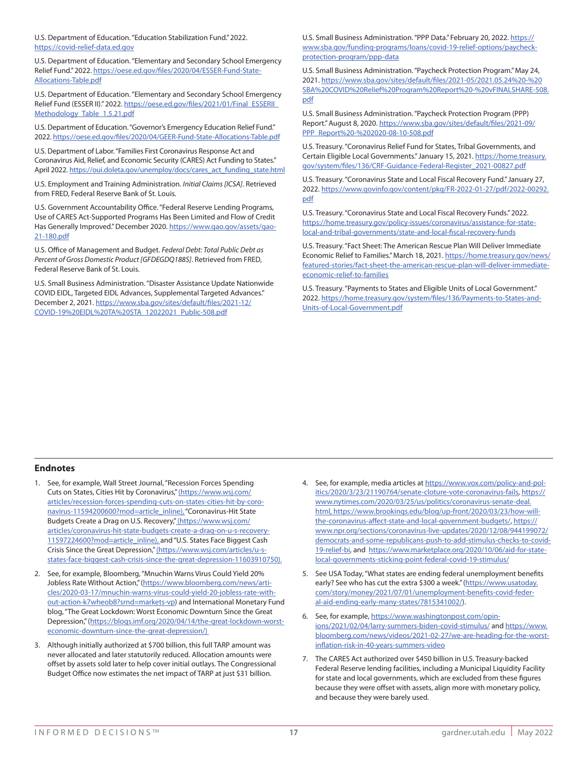U.S. Department of Education. "Education Stabilization Fund." 2022. https://covid-relief-data.ed.gov

U.S. Department of Education. "Elementary and Secondary School Emergency Relief Fund." 2022. https://oese.ed.gov/files/2020/04/ESSER-Fund-State-Allocations-Table.pdf

U.S. Department of Education. "Elementary and Secondary School Emergency Relief Fund (ESSER II)." 2022. https://oese.ed.gov/files/2021/01/Final_ESSERII_Methodology_Table_1.5.21.pdf

U.S. Department of Education. "Governor's Emergency Education Relief Fund." 2022. https://oese.ed.gov/files/2020/04/GEER-Fund-State-Allocations-Table.pdf

U.S. Department of Labor. "Families First Coronavirus Response Act and Coronavirus Aid, Relief, and Economic Security (CARES) Act Funding to States." April 2022. https://oui.doleta.gov/unemploy/docs/cares_act_funding_state.html

U.S. Employment and Training Administration. *Initial Claims [ICSA]*. Retrieved from FRED, Federal Reserve Bank of St. Louis.

U.S. Government Accountability Office. "Federal Reserve Lending Programs, Use of CARES Act-Supported Programs Has Been Limited and Flow of Credit Has Generally Improved." December 2020. https://www.gao.gov/assets/gao-21-180.pdf

U.S. Office of Management and Budget. *Federal Debt: Total Public Debt as Percent of Gross Domestic Product [GFDEGDQ188S]*. Retrieved from FRED, Federal Reserve Bank of St. Louis.

U.S. Small Business Administration. "Disaster Assistance Update Nationwide COVID EIDL, Targeted EIDL Advances, Supplemental Targeted Advances." December 2, 2021. https://www.sba.gov/sites/default/files/2021-12/COVID-19%20EIDL%20TA%20STA_12022021_Public-508.pdf

U.S. Small Business Administration. "PPP Data." February 20, 2022. https://www.sba.gov/funding-programs/loans/covid-19-relief-options/paycheck-protection-program/ppp-data

U.S. Small Business Administration. "Paycheck Protection Program." May 24, 2021. https://www.sba.gov/sites/default/files/2021-05/2021.05.24%20-%20SBA%20COVID%20Relief%20Program%20Report%20-%20vFINALSHARE-508.pdf

U.S. Small Business Administration. "Paycheck Protection Program (PPP) Report." August 8, 2020. https://www.sba.gov/sites/default/files/2021-09/PPP_Report%20-%202020-08-10-508.pdf

U.S. Treasury. "Coronavirus Relief Fund for States, Tribal Governments, and Certain Eligible Local Governments." January 15, 2021. https://home.treasury.gov/system/files/136/CRF-Guidance-Federal-Register_2021-00827.pdf

U.S. Treasury. "Coronavirus State and Local Fiscal Recovery Fund." January 27, 2022. https://www.govinfo.gov/content/pkg/FR-2022-01-27/pdf/2022-00292.pdf

U.S. Treasury. "Coronavirus State and Local Fiscal Recovery Funds." 2022. https://home.treasury.gov/policy-issues/coronavirus/assistance-for-state-local-and-tribal-governments/state-and-local-fiscal-recovery-funds

U.S. Treasury. "Fact Sheet: The American Rescue Plan Will Deliver Immediate Economic Relief to Families." March 18, 2021. https://home.treasury.gov/news/featured-stories/fact-sheet-the-american-rescue-plan-will-deliver-immediate-economic-relief-to-families

U.S. Treasury. "Payments to States and Eligible Units of Local Government." 2022. https://home.treasury.gov/system/files/136/Payments-to-States-and-Units-of-Local-Government.pdf

## Endnotes

1. See, for example, Wall Street Journal, "Recession Forces Spending Cuts on States, Cities Hit by Coronavirus," (https://www.wsj.com/articles/recession-forces-spending-cuts-on-states-cities-hit-by-coronavirus-11594200600?mod=article_inline), "Coronavirus-Hit State Budgets Create a Drag on U.S. Recovery," (https://www.wsj.com/articles/coronavirus-hit-state-budgets-create-a-drag-on-u-s-recovery-11597224600?mod=article_inline), and "U.S. States Face Biggest Cash Crisis Since the Great Depression," (https://www.wsj.com/articles/u-s-states-face-biggest-cash-crisis-since-the-great-depression-11603910750).
2. See, for example, Bloomberg, "Mnuchin Warns Virus Could Yield 20% Jobless Rate Without Action," (https://www.bloomberg.com/news/articles/2020-03-17/mnuchin-warns-virus-could-yield-20-jobless-rate-without-action-k7wheob8?srnd=markets-vp) and International Monetary Fund blog, "The Great Lockdown: Worst Economic Downturn Since the Great Depression," (https://blogs.imf.org/2020/04/14/the-great-lockdown-worst-economic-downturn-since-the-great-depression/)
3. Although initially authorized at $700 billion, this full TARP amount was never allocated and later statutorily reduced. Allocation amounts were offset by assets sold later to help cover initial outlays. The Congressional Budget Office now estimates the net impact of TARP at just $31 billion.
4. See, for example, media articles at https://www.vox.com/policy-and-politics/2020/3/23/21190764/senate-cloture-vote-coronavirus-fails, https://www.nytimes.com/2020/03/25/us/politics/coronavirus-senate-deal.html, https://www.brookings.edu/blog/up-front/2020/03/23/how-will-the-coronavirus-affect-state-and-local-government-budgets/, https://www.npr.org/sections/coronavirus-live-updates/2020/12/08/944199072/democrats-and-some-republicans-push-to-add-stimulus-checks-to-covid-19-relief-bi, and https://www.marketplace.org/2020/10/06/aid-for-state-local-governments-sticking-point-federal-covid-19-stimulus/
5. See USA Today, "What states are ending federal unemployment benefits early? See who has cut the extra $300 a week." (https://www.usatoday.com/story/money/2021/07/01/unemployment-benefits-covid-federal-aid-ending-early-many-states/7815341002/).
6. See, for example, https://www.washingtonpost.com/opinions/2021/02/04/larry-summers-biden-covid-stimulus/ and https://www.bloomberg.com/news/videos/2021-02-27/we-are-heading-for-the-worst-inflation-risk-in-40-years-summers-video
7. The CARES Act authorized over $450 billion in U.S. Treasury-backed Federal Reserve lending facilities, including a Municipal Liquidity Facility for state and local governments, which are excluded from these figures because they were offset with assets, align more with monetary policy, and because they were barely used.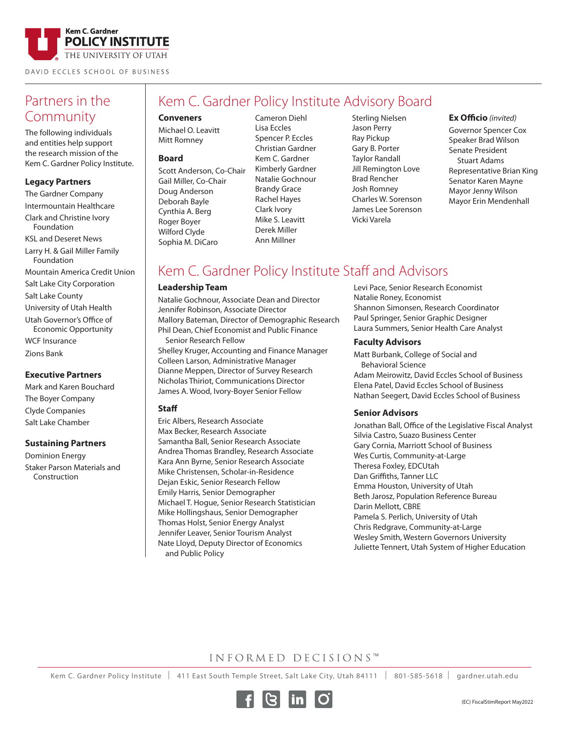Kem C. Gardner
POLICY INSTITUTE
THE UNIVERSITY OF UTAH

DAVID ECCLES SCHOOL OF BUSINESS

## Partners in the Community

The following individuals and entities help support the research mission of the Kem C. Gardner Policy Institute.

### Legacy Partners

The Gardner Company
Intermountain Healthcare
Clark and Christine Ivory Foundation
KSL and Deseret News
Larry H. & Gail Miller Family Foundation
Mountain America Credit Union
Salt Lake City Corporation
Salt Lake County
University of Utah Health
Utah Governor's Office of Economic Opportunity
WCF Insurance
Zions Bank

### Executive Partners

Mark and Karen Bouchard
The Boyer Company
Clyde Companies
Salt Lake Chamber

### Sustaining Partners

Dominion Energy
Staker Parson Materials and Construction

## Kem C. Gardner Policy Institute Advisory Board

### Conveners

Michael O. Leavitt
Mitt Romney

### Board

Scott Anderson, Co-Chair
Gail Miller, Co-Chair
Doug Anderson
Deborah Bayle
Cynthia A. Berg
Roger Boyer
Wilford Clyde
Sophia M. DiCaro
Cameron Diehl
Lisa Eccles
Spencer P. Eccles
Christian Gardner
Kem C. Gardner
Kimberly Gardner
Natalie Gochnour
Brandy Grace
Rachel Hayes
Clark Ivory
Mike S. Leavitt
Derek Miller
Ann Millner
Sterling Nielsen
Jason Perry
Ray Pickup
Gary B. Porter
Taylor Randall
Jill Remington Love
Brad Rencher
Josh Romney
Charles W. Sorenson
James Lee Sorenson
Vicki Varela

### Ex Officio *(invited)*

Governor Spencer Cox
Speaker Brad Wilson
Senate President Stuart Adams
Representative Brian King
Senator Karen Mayne
Mayor Jenny Wilson
Mayor Erin Mendenhall

## Kem C. Gardner Policy Institute Staff and Advisors

### Leadership Team

Natalie Gochnour, Associate Dean and Director
Jennifer Robinson, Associate Director
Mallory Bateman, Director of Demographic Research
Phil Dean, Chief Economist and Public Finance Senior Research Fellow
Shelley Kruger, Accounting and Finance Manager
Colleen Larson, Administrative Manager
Dianne Meppen, Director of Survey Research
Nicholas Thiriot, Communications Director
James A. Wood, Ivory-Boyer Senior Fellow

### Staff

Eric Albers, Research Associate
Max Becker, Research Associate
Samantha Ball, Senior Research Associate
Andrea Thomas Brandley, Research Associate
Kara Ann Byrne, Senior Research Associate
Mike Christensen, Scholar-in-Residence
Dejan Eskic, Senior Research Fellow
Emily Harris, Senior Demographer
Michael T. Hogue, Senior Research Statistician
Mike Hollingshaus, Senior Demographer
Thomas Holst, Senior Energy Analyst
Jennifer Leaver, Senior Tourism Analyst
Nate Lloyd, Deputy Director of Economics and Public Policy
Levi Pace, Senior Research Economist
Natalie Roney, Economist
Shannon Simonsen, Research Coordinator
Paul Springer, Senior Graphic Designer
Laura Summers, Senior Health Care Analyst

### Faculty Advisors

Matt Burbank, College of Social and Behavioral Science
Adam Meirowitz, David Eccles School of Business
Elena Patel, David Eccles School of Business
Nathan Seegert, David Eccles School of Business

### Senior Advisors

Jonathan Ball, Office of the Legislative Fiscal Analyst
Silvia Castro, Suazo Business Center
Gary Cornia, Marriott School of Business
Wes Curtis, Community-at-Large
Theresa Foxley, EDCUtah
Dan Griffiths, Tanner LLC
Emma Houston, University of Utah
Beth Jarosz, Population Reference Bureau
Darin Mellott, CBRE
Pamela S. Perlich, University of Utah
Chris Redgrave, Community-at-Large
Wesley Smith, Western Governors University
Juliette Tennert, Utah System of Higher Education

INFORMED DECISIONS™

Kem C. Gardner Policy Institute | 411 East South Temple Street, Salt Lake City, Utah 84111 | 801-585-5618 | gardner.utah.edu

(EC) FiscalStimReport May2022